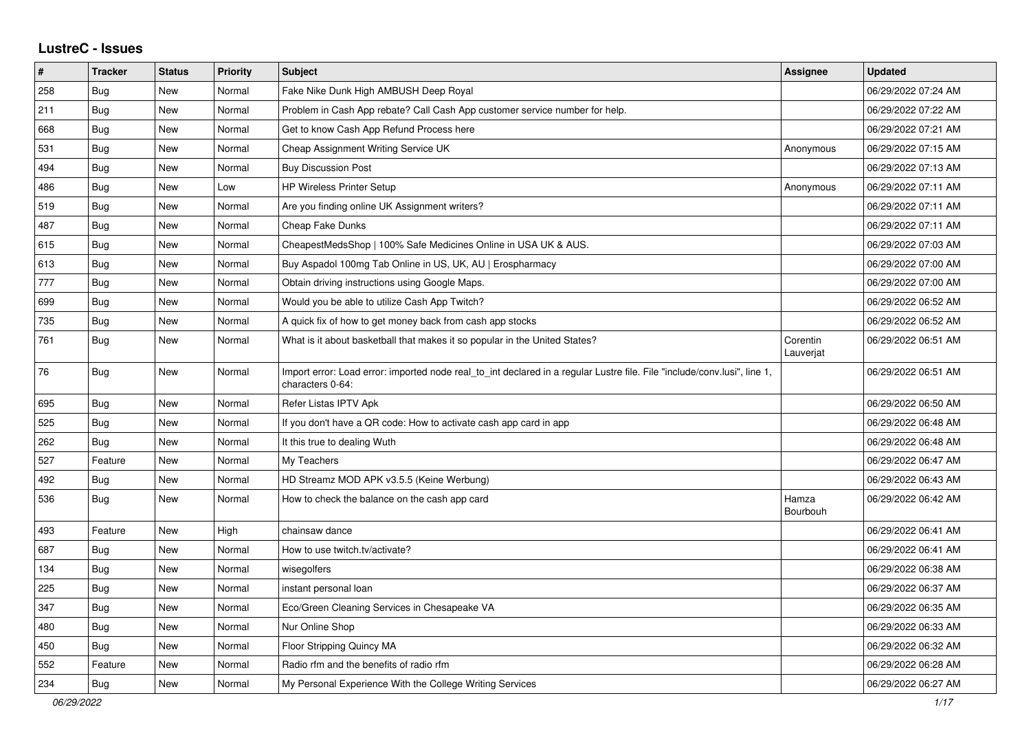# LustreC - Issues

| # | Tracker | Status | Priority | Subject | Assignee | Updated |
|---|---|---|---|---|---|---|
| 258 | Bug | New | Normal | Fake Nike Dunk High AMBUSH Deep Royal | | 06/29/2022 07:24 AM |
| 211 | Bug | New | Normal | Problem in Cash App rebate? Call Cash App customer service number for help. | | 06/29/2022 07:22 AM |
| 668 | Bug | New | Normal | Get to know Cash App Refund Process here | | 06/29/2022 07:21 AM |
| 531 | Bug | New | Normal | Cheap Assignment Writing Service UK | Anonymous | 06/29/2022 07:15 AM |
| 494 | Bug | New | Normal | Buy Discussion Post | | 06/29/2022 07:13 AM |
| 486 | Bug | New | Low | HP Wireless Printer Setup | Anonymous | 06/29/2022 07:11 AM |
| 519 | Bug | New | Normal | Are you finding online UK Assignment writers? | | 06/29/2022 07:11 AM |
| 487 | Bug | New | Normal | Cheap Fake Dunks | | 06/29/2022 07:11 AM |
| 615 | Bug | New | Normal | CheapestMedsShop \| 100% Safe Medicines Online in USA UK & AUS. | | 06/29/2022 07:03 AM |
| 613 | Bug | New | Normal | Buy Aspadol 100mg Tab Online in US, UK, AU \| Erospharmacy | | 06/29/2022 07:00 AM |
| 777 | Bug | New | Normal | Obtain driving instructions using Google Maps. | | 06/29/2022 07:00 AM |
| 699 | Bug | New | Normal | Would you be able to utilize Cash App Twitch? | | 06/29/2022 06:52 AM |
| 735 | Bug | New | Normal | A quick fix of how to get money back from cash app stocks | | 06/29/2022 06:52 AM |
| 761 | Bug | New | Normal | What is it about basketball that makes it so popular in the United States? | Corentin Lauverjat | 06/29/2022 06:51 AM |
| 76 | Bug | New | Normal | Import error: Load error: imported node real_to_int declared in a regular Lustre file. File "include/conv.lusi", line 1, characters 0-64: | | 06/29/2022 06:51 AM |
| 695 | Bug | New | Normal | Refer Listas IPTV Apk | | 06/29/2022 06:50 AM |
| 525 | Bug | New | Normal | If you don't have a QR code: How to activate cash app card in app | | 06/29/2022 06:48 AM |
| 262 | Bug | New | Normal | It this true to dealing Wuth | | 06/29/2022 06:48 AM |
| 527 | Feature | New | Normal | My Teachers | | 06/29/2022 06:47 AM |
| 492 | Bug | New | Normal | HD Streamz MOD APK v3.5.5 (Keine Werbung) | | 06/29/2022 06:43 AM |
| 536 | Bug | New | Normal | How to check the balance on the cash app card | Hamza Bourbouh | 06/29/2022 06:42 AM |
| 493 | Feature | New | High | chainsaw dance | | 06/29/2022 06:41 AM |
| 687 | Bug | New | Normal | How to use twitch.tv/activate? | | 06/29/2022 06:41 AM |
| 134 | Bug | New | Normal | wisegolfers | | 06/29/2022 06:38 AM |
| 225 | Bug | New | Normal | instant personal loan | | 06/29/2022 06:37 AM |
| 347 | Bug | New | Normal | Eco/Green Cleaning Services in Chesapeake VA | | 06/29/2022 06:35 AM |
| 480 | Bug | New | Normal | Nur Online Shop | | 06/29/2022 06:33 AM |
| 450 | Bug | New | Normal | Floor Stripping Quincy MA | | 06/29/2022 06:32 AM |
| 552 | Feature | New | Normal | Radio rfm and the benefits of radio rfm | | 06/29/2022 06:28 AM |
| 234 | Bug | New | Normal | My Personal Experience With the College Writing Services | | 06/29/2022 06:27 AM |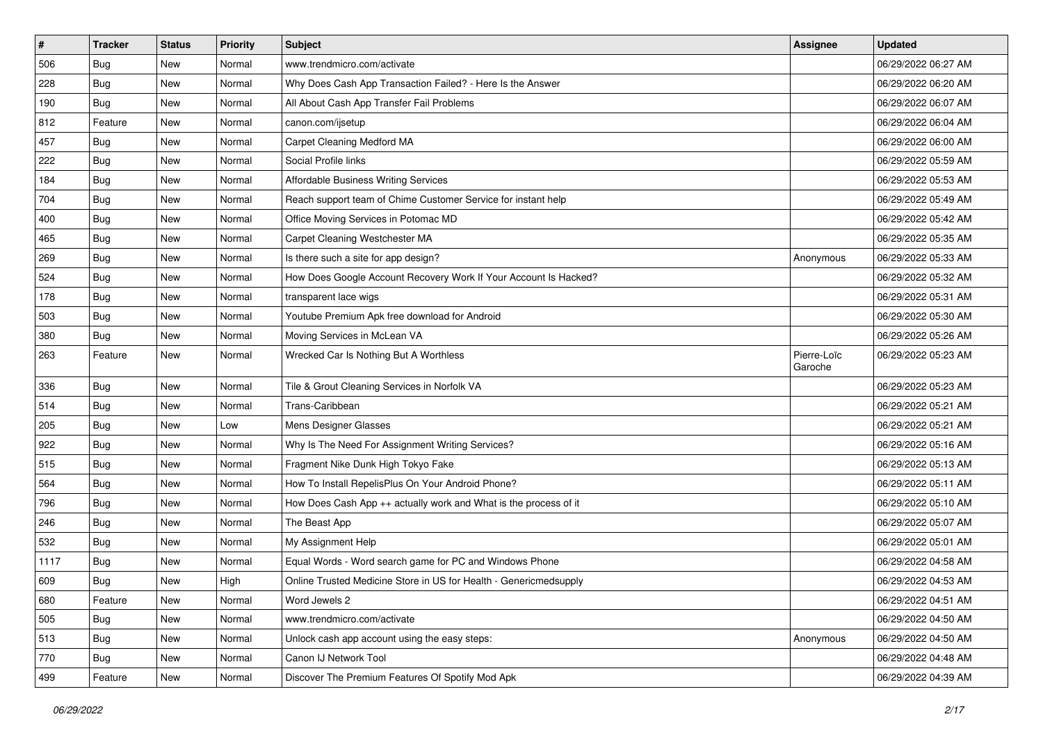| # | Tracker | Status | Priority | Subject | Assignee | Updated |
| --- | --- | --- | --- | --- | --- | --- |
| 506 | Bug | New | Normal | www.trendmicro.com/activate | | 06/29/2022 06:27 AM |
| 228 | Bug | New | Normal | Why Does Cash App Transaction Failed? - Here Is the Answer | | 06/29/2022 06:20 AM |
| 190 | Bug | New | Normal | All About Cash App Transfer Fail Problems | | 06/29/2022 06:07 AM |
| 812 | Feature | New | Normal | canon.com/ijsetup | | 06/29/2022 06:04 AM |
| 457 | Bug | New | Normal | Carpet Cleaning Medford MA | | 06/29/2022 06:00 AM |
| 222 | Bug | New | Normal | Social Profile links | | 06/29/2022 05:59 AM |
| 184 | Bug | New | Normal | Affordable Business Writing Services | | 06/29/2022 05:53 AM |
| 704 | Bug | New | Normal | Reach support team of Chime Customer Service for instant help | | 06/29/2022 05:49 AM |
| 400 | Bug | New | Normal | Office Moving Services in Potomac MD | | 06/29/2022 05:42 AM |
| 465 | Bug | New | Normal | Carpet Cleaning Westchester MA | | 06/29/2022 05:35 AM |
| 269 | Bug | New | Normal | Is there such a site for app design? | Anonymous | 06/29/2022 05:33 AM |
| 524 | Bug | New | Normal | How Does Google Account Recovery Work If Your Account Is Hacked? | | 06/29/2022 05:32 AM |
| 178 | Bug | New | Normal | transparent lace wigs | | 06/29/2022 05:31 AM |
| 503 | Bug | New | Normal | Youtube Premium Apk free download for Android | | 06/29/2022 05:30 AM |
| 380 | Bug | New | Normal | Moving Services in McLean VA | | 06/29/2022 05:26 AM |
| 263 | Feature | New | Normal | Wrecked Car Is Nothing But A Worthless | Pierre-Loïc Garoche | 06/29/2022 05:23 AM |
| 336 | Bug | New | Normal | Tile & Grout Cleaning Services in Norfolk VA | | 06/29/2022 05:23 AM |
| 514 | Bug | New | Normal | Trans-Caribbean | | 06/29/2022 05:21 AM |
| 205 | Bug | New | Low | Mens Designer Glasses | | 06/29/2022 05:21 AM |
| 922 | Bug | New | Normal | Why Is The Need For Assignment Writing Services? | | 06/29/2022 05:16 AM |
| 515 | Bug | New | Normal | Fragment Nike Dunk High Tokyo Fake | | 06/29/2022 05:13 AM |
| 564 | Bug | New | Normal | How To Install RepelisPlus On Your Android Phone? | | 06/29/2022 05:11 AM |
| 796 | Bug | New | Normal | How Does Cash App ++ actually work and What is the process of it | | 06/29/2022 05:10 AM |
| 246 | Bug | New | Normal | The Beast App | | 06/29/2022 05:07 AM |
| 532 | Bug | New | Normal | My Assignment Help | | 06/29/2022 05:01 AM |
| 1117 | Bug | New | Normal | Equal Words - Word search game for PC and Windows Phone | | 06/29/2022 04:58 AM |
| 609 | Bug | New | High | Online Trusted Medicine Store in US for Health - Genericmedsupply | | 06/29/2022 04:53 AM |
| 680 | Feature | New | Normal | Word Jewels 2 | | 06/29/2022 04:51 AM |
| 505 | Bug | New | Normal | www.trendmicro.com/activate | | 06/29/2022 04:50 AM |
| 513 | Bug | New | Normal | Unlock cash app account using the easy steps: | Anonymous | 06/29/2022 04:50 AM |
| 770 | Bug | New | Normal | Canon IJ Network Tool | | 06/29/2022 04:48 AM |
| 499 | Feature | New | Normal | Discover The Premium Features Of Spotify Mod Apk | | 06/29/2022 04:39 AM |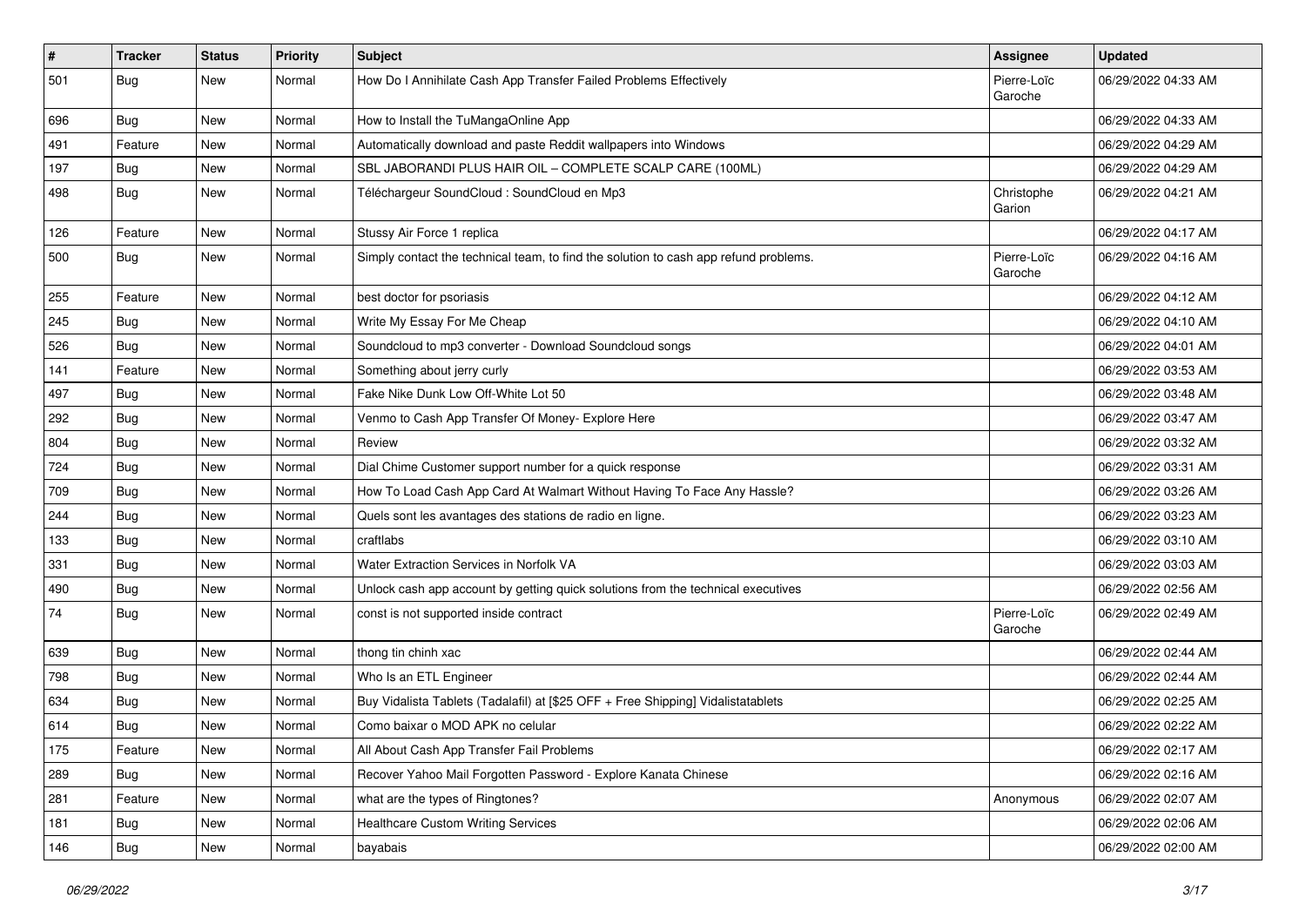| # | Tracker | Status | Priority | Subject | Assignee | Updated |
|---|---|---|---|---|---|---|
| 501 | Bug | New | Normal | How Do I Annihilate Cash App Transfer Failed Problems Effectively | Pierre-Loïc Garoche | 06/29/2022 04:33 AM |
| 696 | Bug | New | Normal | How to Install the TuMangaOnline App | | 06/29/2022 04:33 AM |
| 491 | Feature | New | Normal | Automatically download and paste Reddit wallpapers into Windows | | 06/29/2022 04:29 AM |
| 197 | Bug | New | Normal | SBL JABORANDI PLUS HAIR OIL – COMPLETE SCALP CARE (100ML) | | 06/29/2022 04:29 AM |
| 498 | Bug | New | Normal | Téléchargeur SoundCloud : SoundCloud en Mp3 | Christophe Garion | 06/29/2022 04:21 AM |
| 126 | Feature | New | Normal | Stussy Air Force 1 replica | | 06/29/2022 04:17 AM |
| 500 | Bug | New | Normal | Simply contact the technical team, to find the solution to cash app refund problems. | Pierre-Loïc Garoche | 06/29/2022 04:16 AM |
| 255 | Feature | New | Normal | best doctor for psoriasis | | 06/29/2022 04:12 AM |
| 245 | Bug | New | Normal | Write My Essay For Me Cheap | | 06/29/2022 04:10 AM |
| 526 | Bug | New | Normal | Soundcloud to mp3 converter - Download Soundcloud songs | | 06/29/2022 04:01 AM |
| 141 | Feature | New | Normal | Something about jerry curly | | 06/29/2022 03:53 AM |
| 497 | Bug | New | Normal | Fake Nike Dunk Low Off-White Lot 50 | | 06/29/2022 03:48 AM |
| 292 | Bug | New | Normal | Venmo to Cash App Transfer Of Money- Explore Here | | 06/29/2022 03:47 AM |
| 804 | Bug | New | Normal | Review | | 06/29/2022 03:32 AM |
| 724 | Bug | New | Normal | Dial Chime Customer support number for a quick response | | 06/29/2022 03:31 AM |
| 709 | Bug | New | Normal | How To Load Cash App Card At Walmart Without Having To Face Any Hassle? | | 06/29/2022 03:26 AM |
| 244 | Bug | New | Normal | Quels sont les avantages des stations de radio en ligne. | | 06/29/2022 03:23 AM |
| 133 | Bug | New | Normal | craftlabs | | 06/29/2022 03:10 AM |
| 331 | Bug | New | Normal | Water Extraction Services in Norfolk VA | | 06/29/2022 03:03 AM |
| 490 | Bug | New | Normal | Unlock cash app account by getting quick solutions from the technical executives | | 06/29/2022 02:56 AM |
| 74 | Bug | New | Normal | const is not supported inside contract | Pierre-Loïc Garoche | 06/29/2022 02:49 AM |
| 639 | Bug | New | Normal | thong tin chinh xac | | 06/29/2022 02:44 AM |
| 798 | Bug | New | Normal | Who Is an ETL Engineer | | 06/29/2022 02:44 AM |
| 634 | Bug | New | Normal | Buy Vidalista Tablets (Tadalafil) at [$25 OFF + Free Shipping] Vidalistatablets | | 06/29/2022 02:25 AM |
| 614 | Bug | New | Normal | Como baixar o MOD APK no celular | | 06/29/2022 02:22 AM |
| 175 | Feature | New | Normal | All About Cash App Transfer Fail Problems | | 06/29/2022 02:17 AM |
| 289 | Bug | New | Normal | Recover Yahoo Mail Forgotten Password - Explore Kanata Chinese | | 06/29/2022 02:16 AM |
| 281 | Feature | New | Normal | what are the types of Ringtones? | Anonymous | 06/29/2022 02:07 AM |
| 181 | Bug | New | Normal | Healthcare Custom Writing Services | | 06/29/2022 02:06 AM |
| 146 | Bug | New | Normal | bayabais | | 06/29/2022 02:00 AM |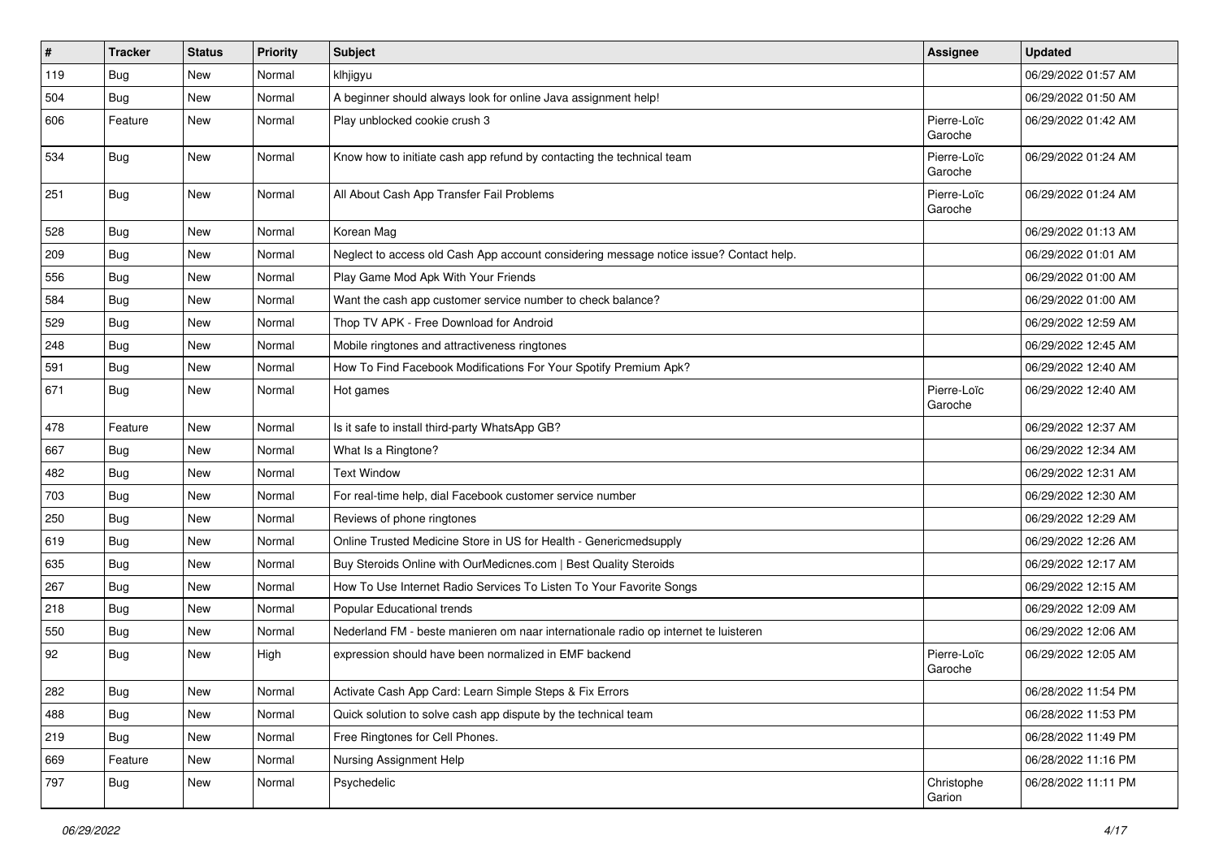| # | Tracker | Status | Priority | Subject | Assignee | Updated |
|---|---|---|---|---|---|---|
| 119 | Bug | New | Normal | klhjigyu | | 06/29/2022 01:57 AM |
| 504 | Bug | New | Normal | A beginner should always look for online Java assignment help! | | 06/29/2022 01:50 AM |
| 606 | Feature | New | Normal | Play unblocked cookie crush 3 | Pierre-Loïc Garoche | 06/29/2022 01:42 AM |
| 534 | Bug | New | Normal | Know how to initiate cash app refund by contacting the technical team | Pierre-Loïc Garoche | 06/29/2022 01:24 AM |
| 251 | Bug | New | Normal | All About Cash App Transfer Fail Problems | Pierre-Loïc Garoche | 06/29/2022 01:24 AM |
| 528 | Bug | New | Normal | Korean Mag | | 06/29/2022 01:13 AM |
| 209 | Bug | New | Normal | Neglect to access old Cash App account considering message notice issue? Contact help. | | 06/29/2022 01:01 AM |
| 556 | Bug | New | Normal | Play Game Mod Apk With Your Friends | | 06/29/2022 01:00 AM |
| 584 | Bug | New | Normal | Want the cash app customer service number to check balance? | | 06/29/2022 01:00 AM |
| 529 | Bug | New | Normal | Thop TV APK - Free Download for Android | | 06/29/2022 12:59 AM |
| 248 | Bug | New | Normal | Mobile ringtones and attractiveness ringtones | | 06/29/2022 12:45 AM |
| 591 | Bug | New | Normal | How To Find Facebook Modifications For Your Spotify Premium Apk? | | 06/29/2022 12:40 AM |
| 671 | Bug | New | Normal | Hot games | Pierre-Loïc Garoche | 06/29/2022 12:40 AM |
| 478 | Feature | New | Normal | Is it safe to install third-party WhatsApp GB? | | 06/29/2022 12:37 AM |
| 667 | Bug | New | Normal | What Is a Ringtone? | | 06/29/2022 12:34 AM |
| 482 | Bug | New | Normal | Text Window | | 06/29/2022 12:31 AM |
| 703 | Bug | New | Normal | For real-time help, dial Facebook customer service number | | 06/29/2022 12:30 AM |
| 250 | Bug | New | Normal | Reviews of phone ringtones | | 06/29/2022 12:29 AM |
| 619 | Bug | New | Normal | Online Trusted Medicine Store in US for Health - Genericmedsupply | | 06/29/2022 12:26 AM |
| 635 | Bug | New | Normal | Buy Steroids Online with OurMedicnes.com \| Best Quality Steroids | | 06/29/2022 12:17 AM |
| 267 | Bug | New | Normal | How To Use Internet Radio Services To Listen To Your Favorite Songs | | 06/29/2022 12:15 AM |
| 218 | Bug | New | Normal | Popular Educational trends | | 06/29/2022 12:09 AM |
| 550 | Bug | New | Normal | Nederland FM - beste manieren om naar internationale radio op internet te luisteren | | 06/29/2022 12:06 AM |
| 92 | Bug | New | High | expression should have been normalized in EMF backend | Pierre-Loïc Garoche | 06/29/2022 12:05 AM |
| 282 | Bug | New | Normal | Activate Cash App Card: Learn Simple Steps & Fix Errors | | 06/28/2022 11:54 PM |
| 488 | Bug | New | Normal | Quick solution to solve cash app dispute by the technical team | | 06/28/2022 11:53 PM |
| 219 | Bug | New | Normal | Free Ringtones for Cell Phones. | | 06/28/2022 11:49 PM |
| 669 | Feature | New | Normal | Nursing Assignment Help | | 06/28/2022 11:16 PM |
| 797 | Bug | New | Normal | Psychedelic | Christophe Garion | 06/28/2022 11:11 PM |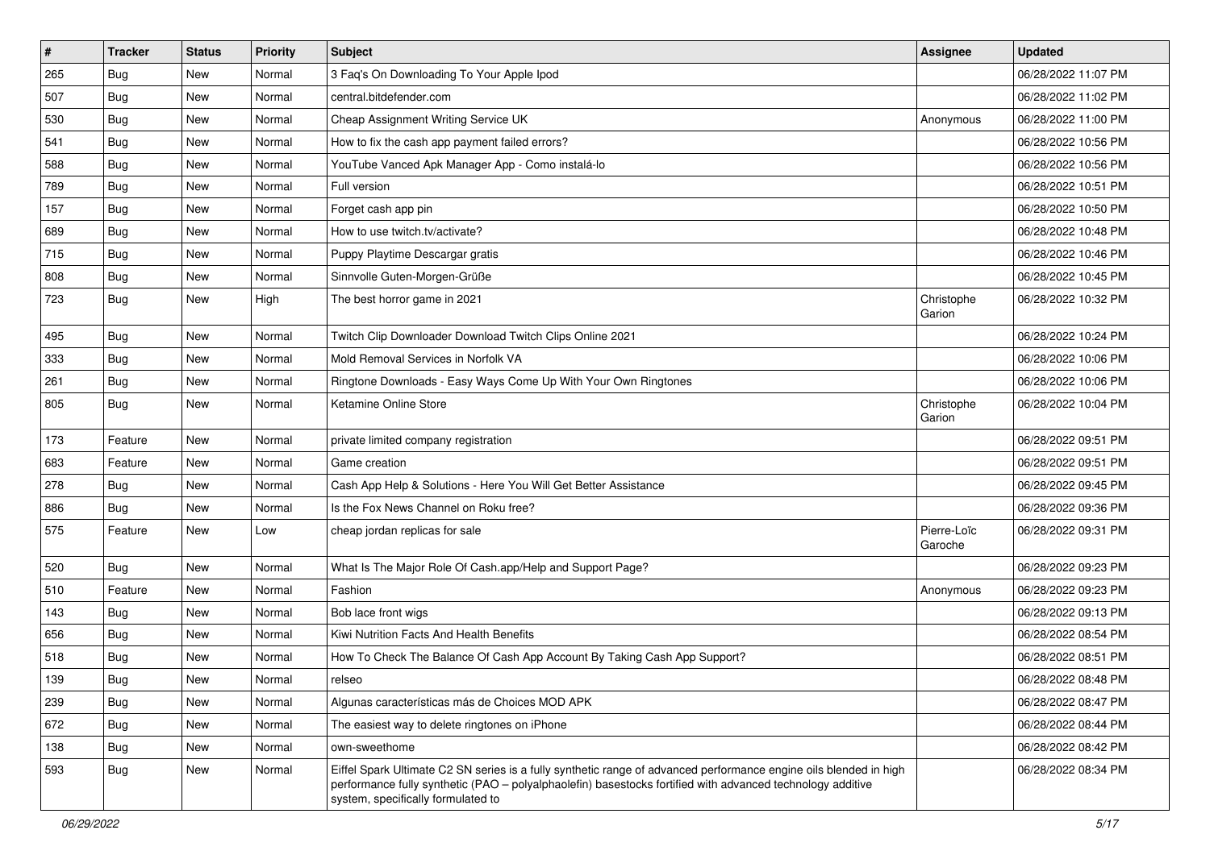| # | Tracker | Status | Priority | Subject | Assignee | Updated |
| --- | --- | --- | --- | --- | --- | --- |
| 265 | Bug | New | Normal | 3 Faq's On Downloading To Your Apple Ipod | | 06/28/2022 11:07 PM |
| 507 | Bug | New | Normal | central.bitdefender.com | | 06/28/2022 11:02 PM |
| 530 | Bug | New | Normal | Cheap Assignment Writing Service UK | Anonymous | 06/28/2022 11:00 PM |
| 541 | Bug | New | Normal | How to fix the cash app payment failed errors? | | 06/28/2022 10:56 PM |
| 588 | Bug | New | Normal | YouTube Vanced Apk Manager App - Como instalá-lo | | 06/28/2022 10:56 PM |
| 789 | Bug | New | Normal | Full version | | 06/28/2022 10:51 PM |
| 157 | Bug | New | Normal | Forget cash app pin | | 06/28/2022 10:50 PM |
| 689 | Bug | New | Normal | How to use twitch.tv/activate? | | 06/28/2022 10:48 PM |
| 715 | Bug | New | Normal | Puppy Playtime Descargar gratis | | 06/28/2022 10:46 PM |
| 808 | Bug | New | Normal | Sinnvolle Guten-Morgen-Grüße | | 06/28/2022 10:45 PM |
| 723 | Bug | New | High | The best horror game in 2021 | Christophe Garion | 06/28/2022 10:32 PM |
| 495 | Bug | New | Normal | Twitch Clip Downloader Download Twitch Clips Online 2021 | | 06/28/2022 10:24 PM |
| 333 | Bug | New | Normal | Mold Removal Services in Norfolk VA | | 06/28/2022 10:06 PM |
| 261 | Bug | New | Normal | Ringtone Downloads - Easy Ways Come Up With Your Own Ringtones | | 06/28/2022 10:06 PM |
| 805 | Bug | New | Normal | Ketamine Online Store | Christophe Garion | 06/28/2022 10:04 PM |
| 173 | Feature | New | Normal | private limited company registration | | 06/28/2022 09:51 PM |
| 683 | Feature | New | Normal | Game creation | | 06/28/2022 09:51 PM |
| 278 | Bug | New | Normal | Cash App Help & Solutions - Here You Will Get Better Assistance | | 06/28/2022 09:45 PM |
| 886 | Bug | New | Normal | Is the Fox News Channel on Roku free? | | 06/28/2022 09:36 PM |
| 575 | Feature | New | Low | cheap jordan replicas for sale | Pierre-Loïc Garoche | 06/28/2022 09:31 PM |
| 520 | Bug | New | Normal | What Is The Major Role Of Cash.app/Help and Support Page? | | 06/28/2022 09:23 PM |
| 510 | Feature | New | Normal | Fashion | Anonymous | 06/28/2022 09:23 PM |
| 143 | Bug | New | Normal | Bob lace front wigs | | 06/28/2022 09:13 PM |
| 656 | Bug | New | Normal | Kiwi Nutrition Facts And Health Benefits | | 06/28/2022 08:54 PM |
| 518 | Bug | New | Normal | How To Check The Balance Of Cash App Account By Taking Cash App Support? | | 06/28/2022 08:51 PM |
| 139 | Bug | New | Normal | relseo | | 06/28/2022 08:48 PM |
| 239 | Bug | New | Normal | Algunas características más de Choices MOD APK | | 06/28/2022 08:47 PM |
| 672 | Bug | New | Normal | The easiest way to delete ringtones on iPhone | | 06/28/2022 08:44 PM |
| 138 | Bug | New | Normal | own-sweethome | | 06/28/2022 08:42 PM |
| 593 | Bug | New | Normal | Eiffel Spark Ultimate C2 SN series is a fully synthetic range of advanced performance engine oils blended in high performance fully synthetic (PAO – polyalphaolefin) basestocks fortified with advanced technology additive system, specifically formulated to | | 06/28/2022 08:34 PM |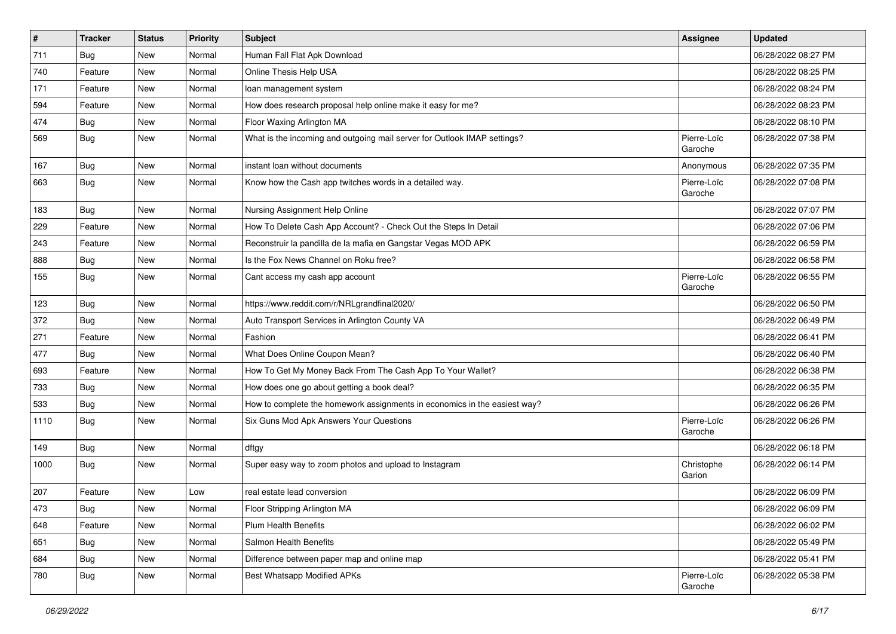| # | Tracker | Status | Priority | Subject | Assignee | Updated |
|---|---|---|---|---|---|---|
| 711 | Bug | New | Normal | Human Fall Flat Apk Download | | 06/28/2022 08:27 PM |
| 740 | Feature | New | Normal | Online Thesis Help USA | | 06/28/2022 08:25 PM |
| 171 | Feature | New | Normal | loan management system | | 06/28/2022 08:24 PM |
| 594 | Feature | New | Normal | How does research proposal help online make it easy for me? | | 06/28/2022 08:23 PM |
| 474 | Bug | New | Normal | Floor Waxing Arlington MA | | 06/28/2022 08:10 PM |
| 569 | Bug | New | Normal | What is the incoming and outgoing mail server for Outlook IMAP settings? | Pierre-Loïc Garoche | 06/28/2022 07:38 PM |
| 167 | Bug | New | Normal | instant loan without documents | Anonymous | 06/28/2022 07:35 PM |
| 663 | Bug | New | Normal | Know how the Cash app twitches words in a detailed way. | Pierre-Loïc Garoche | 06/28/2022 07:08 PM |
| 183 | Bug | New | Normal | Nursing Assignment Help Online | | 06/28/2022 07:07 PM |
| 229 | Feature | New | Normal | How To Delete Cash App Account? - Check Out the Steps In Detail | | 06/28/2022 07:06 PM |
| 243 | Feature | New | Normal | Reconstruir la pandilla de la mafia en Gangstar Vegas MOD APK | | 06/28/2022 06:59 PM |
| 888 | Bug | New | Normal | Is the Fox News Channel on Roku free? | | 06/28/2022 06:58 PM |
| 155 | Bug | New | Normal | Cant access my cash app account | Pierre-Loïc Garoche | 06/28/2022 06:55 PM |
| 123 | Bug | New | Normal | https://www.reddit.com/r/NRLgrandfinal2020/ | | 06/28/2022 06:50 PM |
| 372 | Bug | New | Normal | Auto Transport Services in Arlington County VA | | 06/28/2022 06:49 PM |
| 271 | Feature | New | Normal | Fashion | | 06/28/2022 06:41 PM |
| 477 | Bug | New | Normal | What Does Online Coupon Mean? | | 06/28/2022 06:40 PM |
| 693 | Feature | New | Normal | How To Get My Money Back From The Cash App To Your Wallet? | | 06/28/2022 06:38 PM |
| 733 | Bug | New | Normal | How does one go about getting a book deal? | | 06/28/2022 06:35 PM |
| 533 | Bug | New | Normal | How to complete the homework assignments in economics in the easiest way? | | 06/28/2022 06:26 PM |
| 1110 | Bug | New | Normal | Six Guns Mod Apk Answers Your Questions | Pierre-Loïc Garoche | 06/28/2022 06:26 PM |
| 149 | Bug | New | Normal | dftgy | | 06/28/2022 06:18 PM |
| 1000 | Bug | New | Normal | Super easy way to zoom photos and upload to Instagram | Christophe Garion | 06/28/2022 06:14 PM |
| 207 | Feature | New | Low | real estate lead conversion | | 06/28/2022 06:09 PM |
| 473 | Bug | New | Normal | Floor Stripping Arlington MA | | 06/28/2022 06:09 PM |
| 648 | Feature | New | Normal | Plum Health Benefits | | 06/28/2022 06:02 PM |
| 651 | Bug | New | Normal | Salmon Health Benefits | | 06/28/2022 05:49 PM |
| 684 | Bug | New | Normal | Difference between paper map and online map | | 06/28/2022 05:41 PM |
| 780 | Bug | New | Normal | Best Whatsapp Modified APKs | Pierre-Loïc Garoche | 06/28/2022 05:38 PM |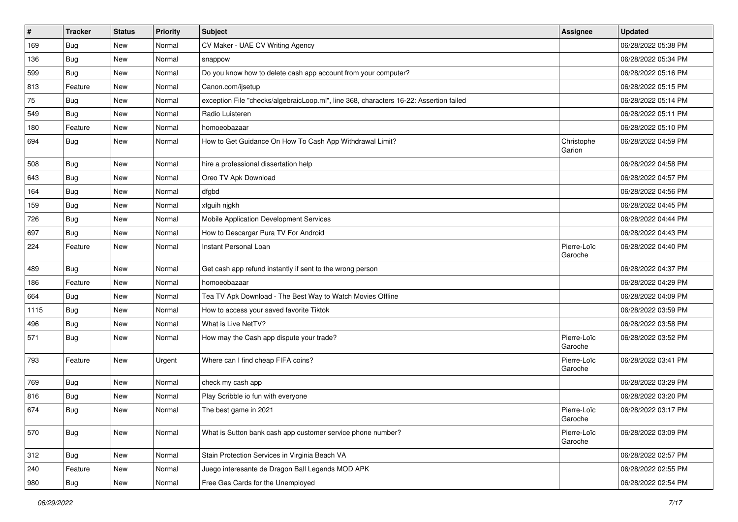| # | Tracker | Status | Priority | Subject | Assignee | Updated |
|---|---|---|---|---|---|---|
| 169 | Bug | New | Normal | CV Maker - UAE CV Writing Agency | | 06/28/2022 05:38 PM |
| 136 | Bug | New | Normal | snappow | | 06/28/2022 05:34 PM |
| 599 | Bug | New | Normal | Do you know how to delete cash app account from your computer? | | 06/28/2022 05:16 PM |
| 813 | Feature | New | Normal | Canon.com/ijsetup | | 06/28/2022 05:15 PM |
| 75 | Bug | New | Normal | exception File "checks/algebraicLoop.ml", line 368, characters 16-22: Assertion failed | | 06/28/2022 05:14 PM |
| 549 | Bug | New | Normal | Radio Luisteren | | 06/28/2022 05:11 PM |
| 180 | Feature | New | Normal | homoeobazaar | | 06/28/2022 05:10 PM |
| 694 | Bug | New | Normal | How to Get Guidance On How To Cash App Withdrawal Limit? | Christophe Garion | 06/28/2022 04:59 PM |
| 508 | Bug | New | Normal | hire a professional dissertation help | | 06/28/2022 04:58 PM |
| 643 | Bug | New | Normal | Oreo TV Apk Download | | 06/28/2022 04:57 PM |
| 164 | Bug | New | Normal | dfgbd | | 06/28/2022 04:56 PM |
| 159 | Bug | New | Normal | xfguih njgkh | | 06/28/2022 04:45 PM |
| 726 | Bug | New | Normal | Mobile Application Development Services | | 06/28/2022 04:44 PM |
| 697 | Bug | New | Normal | How to Descargar Pura TV For Android | | 06/28/2022 04:43 PM |
| 224 | Feature | New | Normal | Instant Personal Loan | Pierre-Loïc Garoche | 06/28/2022 04:40 PM |
| 489 | Bug | New | Normal | Get cash app refund instantly if sent to the wrong person | | 06/28/2022 04:37 PM |
| 186 | Feature | New | Normal | homoeobazaar | | 06/28/2022 04:29 PM |
| 664 | Bug | New | Normal | Tea TV Apk Download - The Best Way to Watch Movies Offline | | 06/28/2022 04:09 PM |
| 1115 | Bug | New | Normal | How to access your saved favorite Tiktok | | 06/28/2022 03:59 PM |
| 496 | Bug | New | Normal | What is Live NetTV? | | 06/28/2022 03:58 PM |
| 571 | Bug | New | Normal | How may the Cash app dispute your trade? | Pierre-Loïc Garoche | 06/28/2022 03:52 PM |
| 793 | Feature | New | Urgent | Where can I find cheap FIFA coins? | Pierre-Loïc Garoche | 06/28/2022 03:41 PM |
| 769 | Bug | New | Normal | check my cash app | | 06/28/2022 03:29 PM |
| 816 | Bug | New | Normal | Play Scribble io fun with everyone | | 06/28/2022 03:20 PM |
| 674 | Bug | New | Normal | The best game in 2021 | Pierre-Loïc Garoche | 06/28/2022 03:17 PM |
| 570 | Bug | New | Normal | What is Sutton bank cash app customer service phone number? | Pierre-Loïc Garoche | 06/28/2022 03:09 PM |
| 312 | Bug | New | Normal | Stain Protection Services in Virginia Beach VA | | 06/28/2022 02:57 PM |
| 240 | Feature | New | Normal | Juego interesante de Dragon Ball Legends MOD APK | | 06/28/2022 02:55 PM |
| 980 | Bug | New | Normal | Free Gas Cards for the Unemployed | | 06/28/2022 02:54 PM |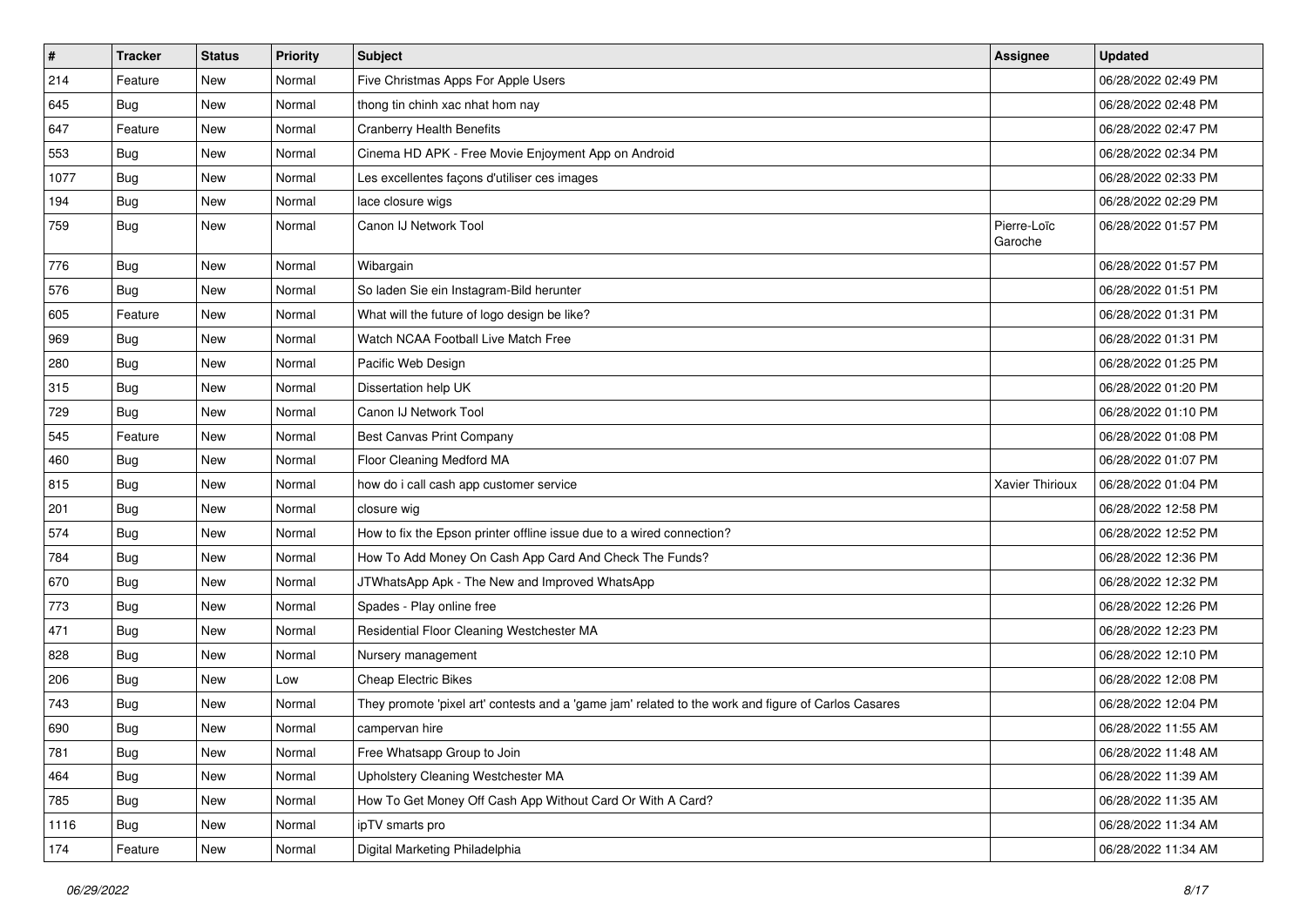| # | Tracker | Status | Priority | Subject | Assignee | Updated |
| --- | --- | --- | --- | --- | --- | --- |
| 214 | Feature | New | Normal | Five Christmas Apps For Apple Users | | 06/28/2022 02:49 PM |
| 645 | Bug | New | Normal | thong tin chinh xac nhat hom nay | | 06/28/2022 02:48 PM |
| 647 | Feature | New | Normal | Cranberry Health Benefits | | 06/28/2022 02:47 PM |
| 553 | Bug | New | Normal | Cinema HD APK - Free Movie Enjoyment App on Android | | 06/28/2022 02:34 PM |
| 1077 | Bug | New | Normal | Les excellentes façons d'utiliser ces images | | 06/28/2022 02:33 PM |
| 194 | Bug | New | Normal | lace closure wigs | | 06/28/2022 02:29 PM |
| 759 | Bug | New | Normal | Canon IJ Network Tool | Pierre-Loïc Garoche | 06/28/2022 01:57 PM |
| 776 | Bug | New | Normal | Wibargain | | 06/28/2022 01:57 PM |
| 576 | Bug | New | Normal | So laden Sie ein Instagram-Bild herunter | | 06/28/2022 01:51 PM |
| 605 | Feature | New | Normal | What will the future of logo design be like? | | 06/28/2022 01:31 PM |
| 969 | Bug | New | Normal | Watch NCAA Football Live Match Free | | 06/28/2022 01:31 PM |
| 280 | Bug | New | Normal | Pacific Web Design | | 06/28/2022 01:25 PM |
| 315 | Bug | New | Normal | Dissertation help UK | | 06/28/2022 01:20 PM |
| 729 | Bug | New | Normal | Canon IJ Network Tool | | 06/28/2022 01:10 PM |
| 545 | Feature | New | Normal | Best Canvas Print Company | | 06/28/2022 01:08 PM |
| 460 | Bug | New | Normal | Floor Cleaning Medford MA | | 06/28/2022 01:07 PM |
| 815 | Bug | New | Normal | how do i call cash app customer service | Xavier Thirioux | 06/28/2022 01:04 PM |
| 201 | Bug | New | Normal | closure wig | | 06/28/2022 12:58 PM |
| 574 | Bug | New | Normal | How to fix the Epson printer offline issue due to a wired connection? | | 06/28/2022 12:52 PM |
| 784 | Bug | New | Normal | How To Add Money On Cash App Card And Check The Funds? | | 06/28/2022 12:36 PM |
| 670 | Bug | New | Normal | JTWhatsApp Apk - The New and Improved WhatsApp | | 06/28/2022 12:32 PM |
| 773 | Bug | New | Normal | Spades - Play online free | | 06/28/2022 12:26 PM |
| 471 | Bug | New | Normal | Residential Floor Cleaning Westchester MA | | 06/28/2022 12:23 PM |
| 828 | Bug | New | Normal | Nursery management | | 06/28/2022 12:10 PM |
| 206 | Bug | New | Low | Cheap Electric Bikes | | 06/28/2022 12:08 PM |
| 743 | Bug | New | Normal | They promote 'pixel art' contests and a 'game jam' related to the work and figure of Carlos Casares | | 06/28/2022 12:04 PM |
| 690 | Bug | New | Normal | campervan hire | | 06/28/2022 11:55 AM |
| 781 | Bug | New | Normal | Free Whatsapp Group to Join | | 06/28/2022 11:48 AM |
| 464 | Bug | New | Normal | Upholstery Cleaning Westchester MA | | 06/28/2022 11:39 AM |
| 785 | Bug | New | Normal | How To Get Money Off Cash App Without Card Or With A Card? | | 06/28/2022 11:35 AM |
| 1116 | Bug | New | Normal | ipTV smarts pro | | 06/28/2022 11:34 AM |
| 174 | Feature | New | Normal | Digital Marketing Philadelphia | | 06/28/2022 11:34 AM |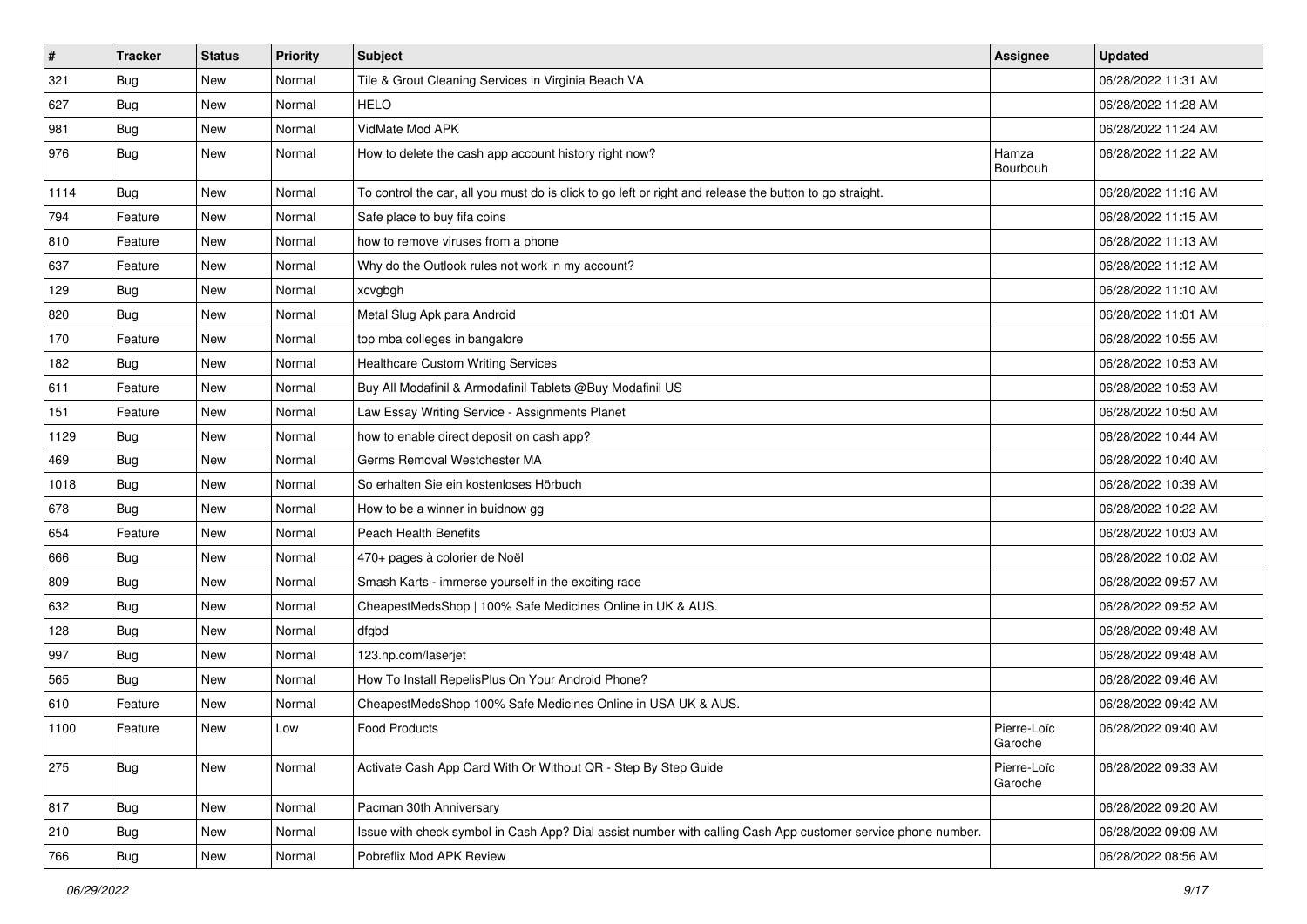| # | Tracker | Status | Priority | Subject | Assignee | Updated |
|---|---|---|---|---|---|---|
| 321 | Bug | New | Normal | Tile & Grout Cleaning Services in Virginia Beach VA | | 06/28/2022 11:31 AM |
| 627 | Bug | New | Normal | HELO | | 06/28/2022 11:28 AM |
| 981 | Bug | New | Normal | VidMate Mod APK | | 06/28/2022 11:24 AM |
| 976 | Bug | New | Normal | How to delete the cash app account history right now? | Hamza Bourbouh | 06/28/2022 11:22 AM |
| 1114 | Bug | New | Normal | To control the car, all you must do is click to go left or right and release the button to go straight. | | 06/28/2022 11:16 AM |
| 794 | Feature | New | Normal | Safe place to buy fifa coins | | 06/28/2022 11:15 AM |
| 810 | Feature | New | Normal | how to remove viruses from a phone | | 06/28/2022 11:13 AM |
| 637 | Feature | New | Normal | Why do the Outlook rules not work in my account? | | 06/28/2022 11:12 AM |
| 129 | Bug | New | Normal | xcvgbgh | | 06/28/2022 11:10 AM |
| 820 | Bug | New | Normal | Metal Slug Apk para Android | | 06/28/2022 11:01 AM |
| 170 | Feature | New | Normal | top mba colleges in bangalore | | 06/28/2022 10:55 AM |
| 182 | Bug | New | Normal | Healthcare Custom Writing Services | | 06/28/2022 10:53 AM |
| 611 | Feature | New | Normal | Buy All Modafinil & Armodafinil Tablets @Buy Modafinil US | | 06/28/2022 10:53 AM |
| 151 | Feature | New | Normal | Law Essay Writing Service - Assignments Planet | | 06/28/2022 10:50 AM |
| 1129 | Bug | New | Normal | how to enable direct deposit on cash app? | | 06/28/2022 10:44 AM |
| 469 | Bug | New | Normal | Germs Removal Westchester MA | | 06/28/2022 10:40 AM |
| 1018 | Bug | New | Normal | So erhalten Sie ein kostenloses Hörbuch | | 06/28/2022 10:39 AM |
| 678 | Bug | New | Normal | How to be a winner in buidnow gg | | 06/28/2022 10:22 AM |
| 654 | Feature | New | Normal | Peach Health Benefits | | 06/28/2022 10:03 AM |
| 666 | Bug | New | Normal | 470+ pages à colorier de Noël | | 06/28/2022 10:02 AM |
| 809 | Bug | New | Normal | Smash Karts - immerse yourself in the exciting race | | 06/28/2022 09:57 AM |
| 632 | Bug | New | Normal | CheapestMedsShop \| 100% Safe Medicines Online in UK & AUS. | | 06/28/2022 09:52 AM |
| 128 | Bug | New | Normal | dfgbd | | 06/28/2022 09:48 AM |
| 997 | Bug | New | Normal | 123.hp.com/laserjet | | 06/28/2022 09:48 AM |
| 565 | Bug | New | Normal | How To Install RepelisPlus On Your Android Phone? | | 06/28/2022 09:46 AM |
| 610 | Feature | New | Normal | CheapestMedsShop 100% Safe Medicines Online in USA UK & AUS. | | 06/28/2022 09:42 AM |
| 1100 | Feature | New | Low | Food Products | Pierre-Loïc Garoche | 06/28/2022 09:40 AM |
| 275 | Bug | New | Normal | Activate Cash App Card With Or Without QR - Step By Step Guide | Pierre-Loïc Garoche | 06/28/2022 09:33 AM |
| 817 | Bug | New | Normal | Pacman 30th Anniversary | | 06/28/2022 09:20 AM |
| 210 | Bug | New | Normal | Issue with check symbol in Cash App? Dial assist number with calling Cash App customer service phone number. | | 06/28/2022 09:09 AM |
| 766 | Bug | New | Normal | Pobreflix Mod APK Review | | 06/28/2022 08:56 AM |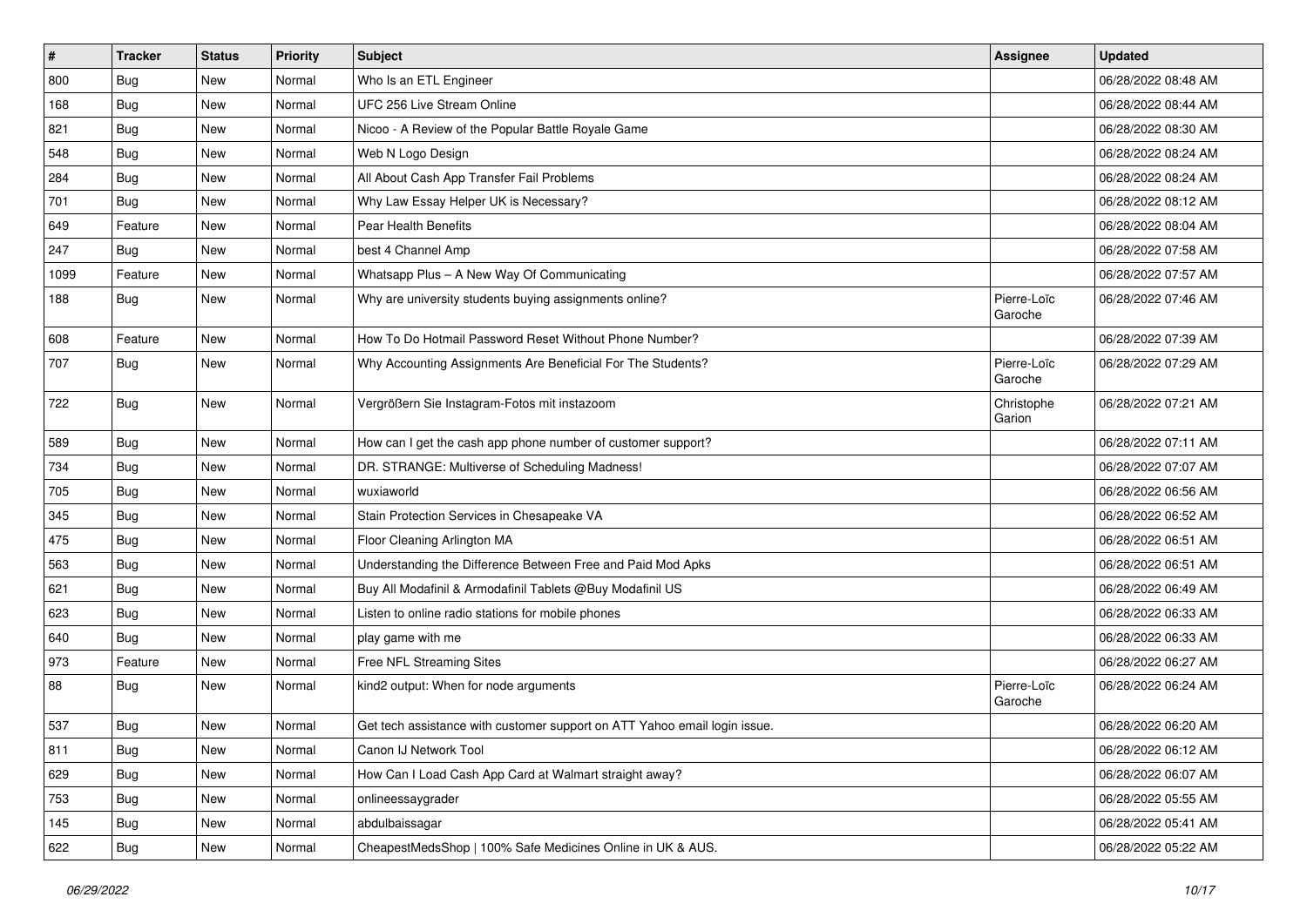| # | Tracker | Status | Priority | Subject | Assignee | Updated |
|---|---|---|---|---|---|---|
| 800 | Bug | New | Normal | Who Is an ETL Engineer | | 06/28/2022 08:48 AM |
| 168 | Bug | New | Normal | UFC 256 Live Stream Online | | 06/28/2022 08:44 AM |
| 821 | Bug | New | Normal | Nicoo - A Review of the Popular Battle Royale Game | | 06/28/2022 08:30 AM |
| 548 | Bug | New | Normal | Web N Logo Design | | 06/28/2022 08:24 AM |
| 284 | Bug | New | Normal | All About Cash App Transfer Fail Problems | | 06/28/2022 08:24 AM |
| 701 | Bug | New | Normal | Why Law Essay Helper UK is Necessary? | | 06/28/2022 08:12 AM |
| 649 | Feature | New | Normal | Pear Health Benefits | | 06/28/2022 08:04 AM |
| 247 | Bug | New | Normal | best 4 Channel Amp | | 06/28/2022 07:58 AM |
| 1099 | Feature | New | Normal | Whatsapp Plus – A New Way Of Communicating | | 06/28/2022 07:57 AM |
| 188 | Bug | New | Normal | Why are university students buying assignments online? | Pierre-Loïc Garoche | 06/28/2022 07:46 AM |
| 608 | Feature | New | Normal | How To Do Hotmail Password Reset Without Phone Number? | | 06/28/2022 07:39 AM |
| 707 | Bug | New | Normal | Why Accounting Assignments Are Beneficial For The Students? | Pierre-Loïc Garoche | 06/28/2022 07:29 AM |
| 722 | Bug | New | Normal | Vergrößern Sie Instagram-Fotos mit instazoom | Christophe Garion | 06/28/2022 07:21 AM |
| 589 | Bug | New | Normal | How can I get the cash app phone number of customer support? | | 06/28/2022 07:11 AM |
| 734 | Bug | New | Normal | DR. STRANGE: Multiverse of Scheduling Madness! | | 06/28/2022 07:07 AM |
| 705 | Bug | New | Normal | wuxiaworld | | 06/28/2022 06:56 AM |
| 345 | Bug | New | Normal | Stain Protection Services in Chesapeake VA | | 06/28/2022 06:52 AM |
| 475 | Bug | New | Normal | Floor Cleaning Arlington MA | | 06/28/2022 06:51 AM |
| 563 | Bug | New | Normal | Understanding the Difference Between Free and Paid Mod Apks | | 06/28/2022 06:51 AM |
| 621 | Bug | New | Normal | Buy All Modafinil & Armodafinil Tablets @Buy Modafinil US | | 06/28/2022 06:49 AM |
| 623 | Bug | New | Normal | Listen to online radio stations for mobile phones | | 06/28/2022 06:33 AM |
| 640 | Bug | New | Normal | play game with me | | 06/28/2022 06:33 AM |
| 973 | Feature | New | Normal | Free NFL Streaming Sites | | 06/28/2022 06:27 AM |
| 88 | Bug | New | Normal | kind2 output: When for node arguments | Pierre-Loïc Garoche | 06/28/2022 06:24 AM |
| 537 | Bug | New | Normal | Get tech assistance with customer support on ATT Yahoo email login issue. | | 06/28/2022 06:20 AM |
| 811 | Bug | New | Normal | Canon IJ Network Tool | | 06/28/2022 06:12 AM |
| 629 | Bug | New | Normal | How Can I Load Cash App Card at Walmart straight away? | | 06/28/2022 06:07 AM |
| 753 | Bug | New | Normal | onlineessaygrader | | 06/28/2022 05:55 AM |
| 145 | Bug | New | Normal | abdulbaissagar | | 06/28/2022 05:41 AM |
| 622 | Bug | New | Normal | CheapestMedsShop \| 100% Safe Medicines Online in UK & AUS. | | 06/28/2022 05:22 AM |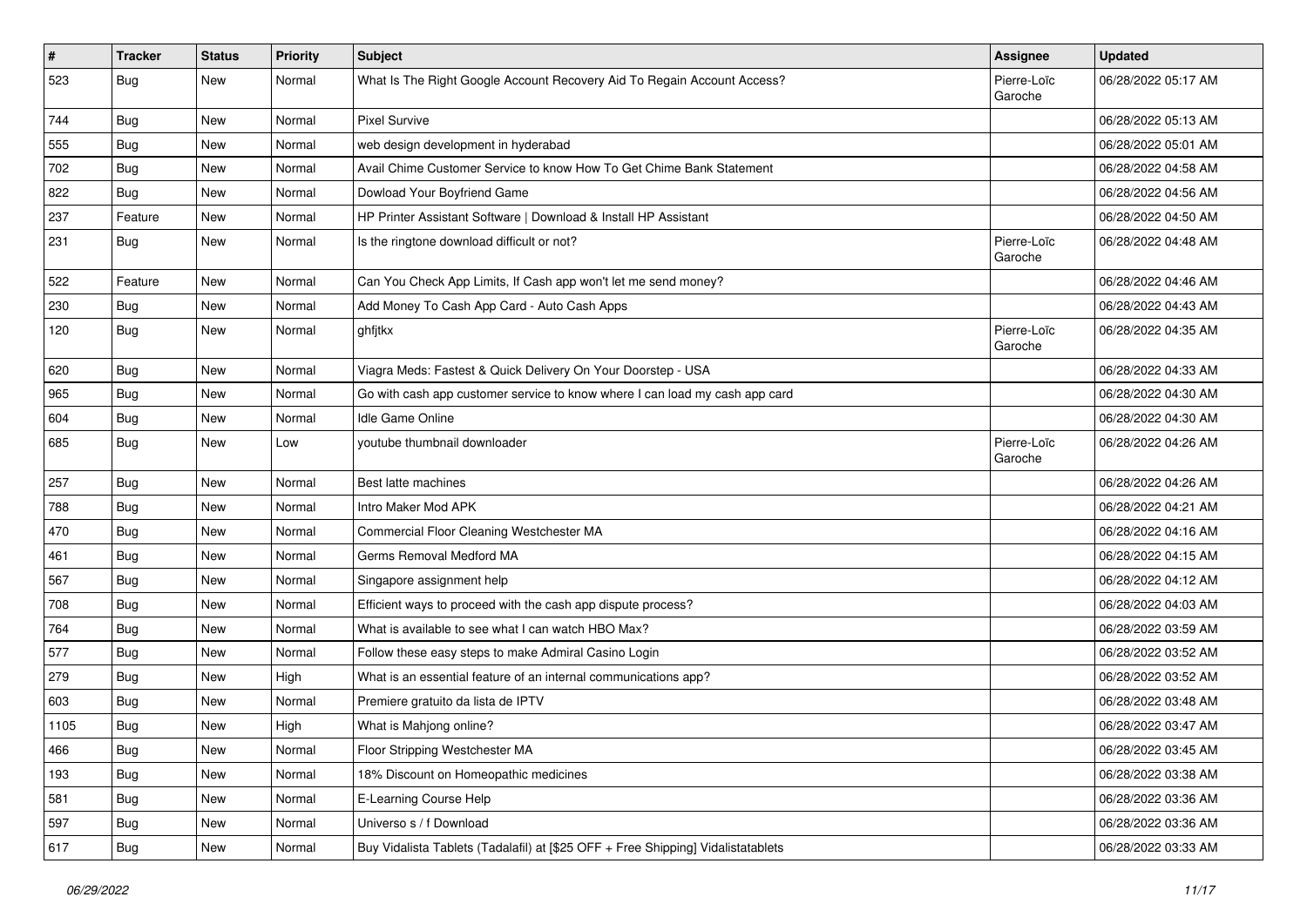| # | Tracker | Status | Priority | Subject | Assignee | Updated |
| --- | --- | --- | --- | --- | --- | --- |
| 523 | Bug | New | Normal | What Is The Right Google Account Recovery Aid To Regain Account Access? | Pierre-Loïc Garoche | 06/28/2022 05:17 AM |
| 744 | Bug | New | Normal | Pixel Survive | | 06/28/2022 05:13 AM |
| 555 | Bug | New | Normal | web design development in hyderabad | | 06/28/2022 05:01 AM |
| 702 | Bug | New | Normal | Avail Chime Customer Service to know How To Get Chime Bank Statement | | 06/28/2022 04:58 AM |
| 822 | Bug | New | Normal | Dowload Your Boyfriend Game | | 06/28/2022 04:56 AM |
| 237 | Feature | New | Normal | HP Printer Assistant Software \| Download & Install HP Assistant | | 06/28/2022 04:50 AM |
| 231 | Bug | New | Normal | Is the ringtone download difficult or not? | Pierre-Loïc Garoche | 06/28/2022 04:48 AM |
| 522 | Feature | New | Normal | Can You Check App Limits, If Cash app won't let me send money? | | 06/28/2022 04:46 AM |
| 230 | Bug | New | Normal | Add Money To Cash App Card - Auto Cash Apps | | 06/28/2022 04:43 AM |
| 120 | Bug | New | Normal | ghfjtkx | Pierre-Loïc Garoche | 06/28/2022 04:35 AM |
| 620 | Bug | New | Normal | Viagra Meds: Fastest & Quick Delivery On Your Doorstep - USA | | 06/28/2022 04:33 AM |
| 965 | Bug | New | Normal | Go with cash app customer service to know where I can load my cash app card | | 06/28/2022 04:30 AM |
| 604 | Bug | New | Normal | Idle Game Online | | 06/28/2022 04:30 AM |
| 685 | Bug | New | Low | youtube thumbnail downloader | Pierre-Loïc Garoche | 06/28/2022 04:26 AM |
| 257 | Bug | New | Normal | Best latte machines | | 06/28/2022 04:26 AM |
| 788 | Bug | New | Normal | Intro Maker Mod APK | | 06/28/2022 04:21 AM |
| 470 | Bug | New | Normal | Commercial Floor Cleaning Westchester MA | | 06/28/2022 04:16 AM |
| 461 | Bug | New | Normal | Germs Removal Medford MA | | 06/28/2022 04:15 AM |
| 567 | Bug | New | Normal | Singapore assignment help | | 06/28/2022 04:12 AM |
| 708 | Bug | New | Normal | Efficient ways to proceed with the cash app dispute process? | | 06/28/2022 04:03 AM |
| 764 | Bug | New | Normal | What is available to see what I can watch HBO Max? | | 06/28/2022 03:59 AM |
| 577 | Bug | New | Normal | Follow these easy steps to make Admiral Casino Login | | 06/28/2022 03:52 AM |
| 279 | Bug | New | High | What is an essential feature of an internal communications app? | | 06/28/2022 03:52 AM |
| 603 | Bug | New | Normal | Premiere gratuito da lista de IPTV | | 06/28/2022 03:48 AM |
| 1105 | Bug | New | High | What is Mahjong online? | | 06/28/2022 03:47 AM |
| 466 | Bug | New | Normal | Floor Stripping Westchester MA | | 06/28/2022 03:45 AM |
| 193 | Bug | New | Normal | 18% Discount on Homeopathic medicines | | 06/28/2022 03:38 AM |
| 581 | Bug | New | Normal | E-Learning Course Help | | 06/28/2022 03:36 AM |
| 597 | Bug | New | Normal | Universo s / f Download | | 06/28/2022 03:36 AM |
| 617 | Bug | New | Normal | Buy Vidalista Tablets (Tadalafil) at [$25 OFF + Free Shipping] Vidalistatablets | | 06/28/2022 03:33 AM |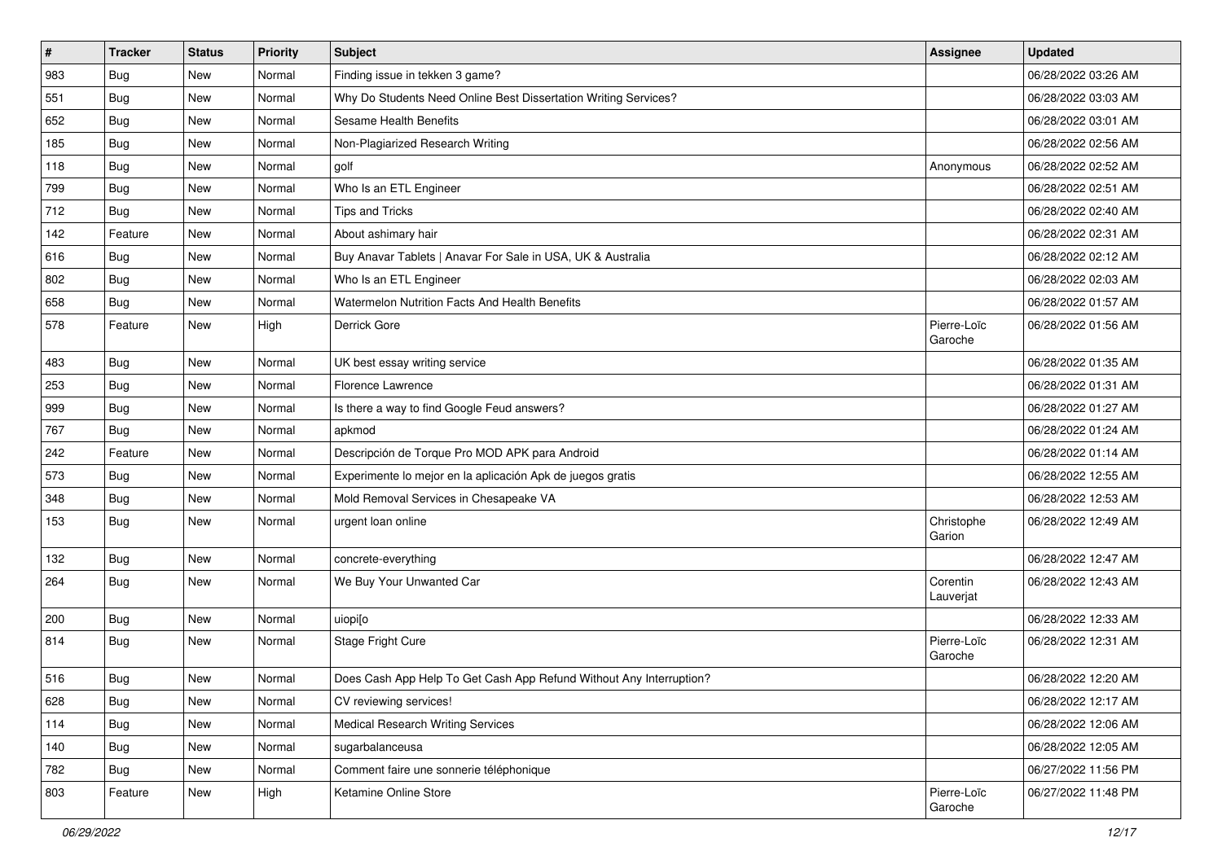| # | Tracker | Status | Priority | Subject | Assignee | Updated |
|---|---|---|---|---|---|---|
| 983 | Bug | New | Normal | Finding issue in tekken 3 game? | | 06/28/2022 03:26 AM |
| 551 | Bug | New | Normal | Why Do Students Need Online Best Dissertation Writing Services? | | 06/28/2022 03:03 AM |
| 652 | Bug | New | Normal | Sesame Health Benefits | | 06/28/2022 03:01 AM |
| 185 | Bug | New | Normal | Non-Plagiarized Research Writing | | 06/28/2022 02:56 AM |
| 118 | Bug | New | Normal | golf | Anonymous | 06/28/2022 02:52 AM |
| 799 | Bug | New | Normal | Who Is an ETL Engineer | | 06/28/2022 02:51 AM |
| 712 | Bug | New | Normal | Tips and Tricks | | 06/28/2022 02:40 AM |
| 142 | Feature | New | Normal | About ashimary hair | | 06/28/2022 02:31 AM |
| 616 | Bug | New | Normal | Buy Anavar Tablets \| Anavar For Sale in USA, UK & Australia | | 06/28/2022 02:12 AM |
| 802 | Bug | New | Normal | Who Is an ETL Engineer | | 06/28/2022 02:03 AM |
| 658 | Bug | New | Normal | Watermelon Nutrition Facts And Health Benefits | | 06/28/2022 01:57 AM |
| 578 | Feature | New | High | Derrick Gore | Pierre-Loïc Garoche | 06/28/2022 01:56 AM |
| 483 | Bug | New | Normal | UK best essay writing service | | 06/28/2022 01:35 AM |
| 253 | Bug | New | Normal | Florence Lawrence | | 06/28/2022 01:31 AM |
| 999 | Bug | New | Normal | Is there a way to find Google Feud answers? | | 06/28/2022 01:27 AM |
| 767 | Bug | New | Normal | apkmod | | 06/28/2022 01:24 AM |
| 242 | Feature | New | Normal | Descripción de Torque Pro MOD APK para Android | | 06/28/2022 01:14 AM |
| 573 | Bug | New | Normal | Experimente lo mejor en la aplicación Apk de juegos gratis | | 06/28/2022 12:55 AM |
| 348 | Bug | New | Normal | Mold Removal Services in Chesapeake VA | | 06/28/2022 12:53 AM |
| 153 | Bug | New | Normal | urgent loan online | Christophe Garion | 06/28/2022 12:49 AM |
| 132 | Bug | New | Normal | concrete-everything | | 06/28/2022 12:47 AM |
| 264 | Bug | New | Normal | We Buy Your Unwanted Car | Corentin Lauverjat | 06/28/2022 12:43 AM |
| 200 | Bug | New | Normal | uiopi[o | | 06/28/2022 12:33 AM |
| 814 | Bug | New | Normal | Stage Fright Cure | Pierre-Loïc Garoche | 06/28/2022 12:31 AM |
| 516 | Bug | New | Normal | Does Cash App Help To Get Cash App Refund Without Any Interruption? | | 06/28/2022 12:20 AM |
| 628 | Bug | New | Normal | CV reviewing services! | | 06/28/2022 12:17 AM |
| 114 | Bug | New | Normal | Medical Research Writing Services | | 06/28/2022 12:06 AM |
| 140 | Bug | New | Normal | sugarbalanceusa | | 06/28/2022 12:05 AM |
| 782 | Bug | New | Normal | Comment faire une sonnerie téléphonique | | 06/27/2022 11:56 PM |
| 803 | Feature | New | High | Ketamine Online Store | Pierre-Loïc Garoche | 06/27/2022 11:48 PM |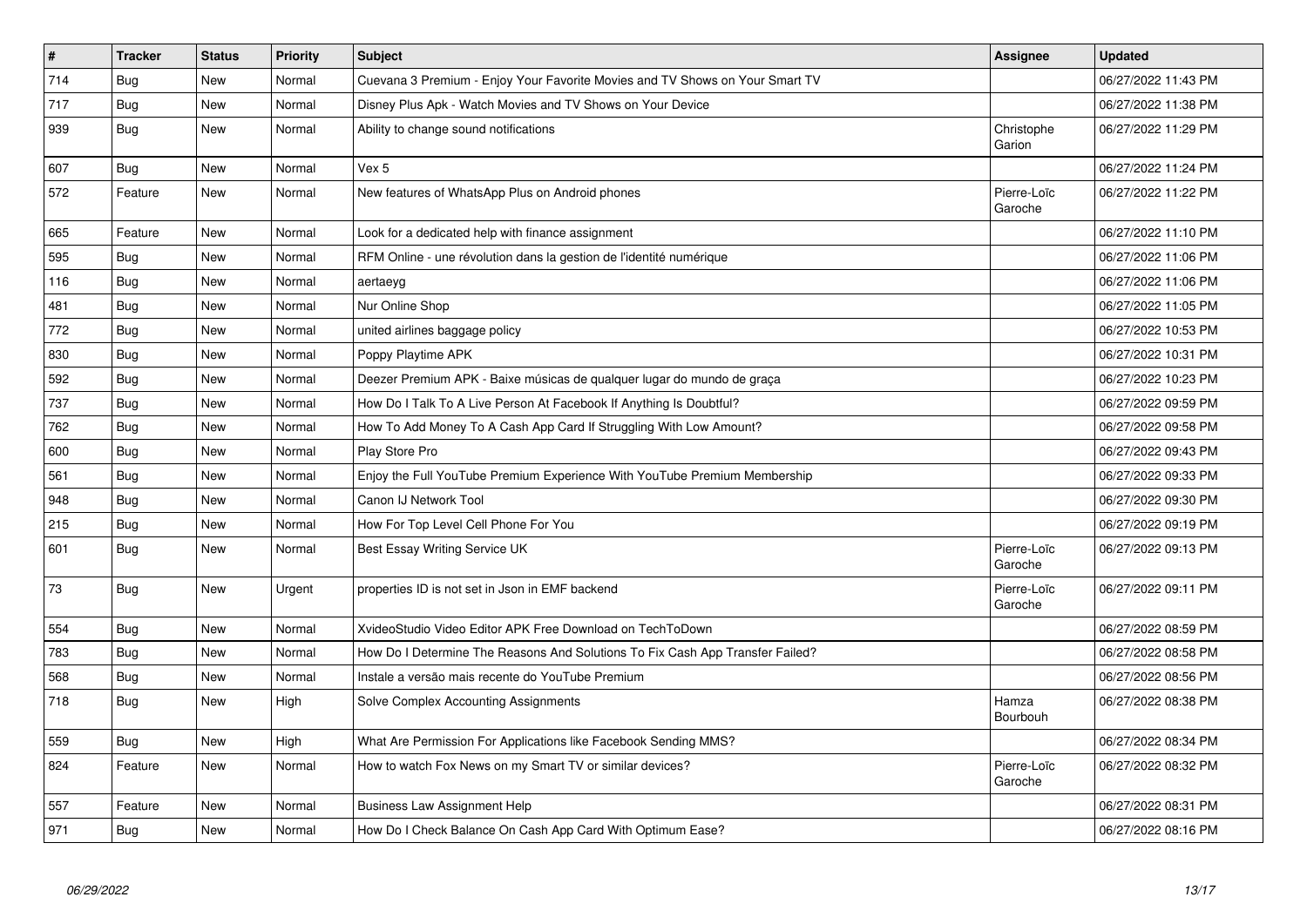| # | Tracker | Status | Priority | Subject | Assignee | Updated |
|---|---|---|---|---|---|---|
| 714 | Bug | New | Normal | Cuevana 3 Premium - Enjoy Your Favorite Movies and TV Shows on Your Smart TV | | 06/27/2022 11:43 PM |
| 717 | Bug | New | Normal | Disney Plus Apk - Watch Movies and TV Shows on Your Device | | 06/27/2022 11:38 PM |
| 939 | Bug | New | Normal | Ability to change sound notifications | Christophe Garion | 06/27/2022 11:29 PM |
| 607 | Bug | New | Normal | Vex 5 | | 06/27/2022 11:24 PM |
| 572 | Feature | New | Normal | New features of WhatsApp Plus on Android phones | Pierre-Loïc Garoche | 06/27/2022 11:22 PM |
| 665 | Feature | New | Normal | Look for a dedicated help with finance assignment | | 06/27/2022 11:10 PM |
| 595 | Bug | New | Normal | RFM Online - une révolution dans la gestion de l'identité numérique | | 06/27/2022 11:06 PM |
| 116 | Bug | New | Normal | aertaeyg | | 06/27/2022 11:06 PM |
| 481 | Bug | New | Normal | Nur Online Shop | | 06/27/2022 11:05 PM |
| 772 | Bug | New | Normal | united airlines baggage policy | | 06/27/2022 10:53 PM |
| 830 | Bug | New | Normal | Poppy Playtime APK | | 06/27/2022 10:31 PM |
| 592 | Bug | New | Normal | Deezer Premium APK - Baixe músicas de qualquer lugar do mundo de graça | | 06/27/2022 10:23 PM |
| 737 | Bug | New | Normal | How Do I Talk To A Live Person At Facebook If Anything Is Doubtful? | | 06/27/2022 09:59 PM |
| 762 | Bug | New | Normal | How To Add Money To A Cash App Card If Struggling With Low Amount? | | 06/27/2022 09:58 PM |
| 600 | Bug | New | Normal | Play Store Pro | | 06/27/2022 09:43 PM |
| 561 | Bug | New | Normal | Enjoy the Full YouTube Premium Experience With YouTube Premium Membership | | 06/27/2022 09:33 PM |
| 948 | Bug | New | Normal | Canon IJ Network Tool | | 06/27/2022 09:30 PM |
| 215 | Bug | New | Normal | How For Top Level Cell Phone For You | | 06/27/2022 09:19 PM |
| 601 | Bug | New | Normal | Best Essay Writing Service UK | Pierre-Loïc Garoche | 06/27/2022 09:13 PM |
| 73 | Bug | New | Urgent | properties ID is not set in Json in EMF backend | Pierre-Loïc Garoche | 06/27/2022 09:11 PM |
| 554 | Bug | New | Normal | XvideoStudio Video Editor APK Free Download on TechToDown | | 06/27/2022 08:59 PM |
| 783 | Bug | New | Normal | How Do I Determine The Reasons And Solutions To Fix Cash App Transfer Failed? | | 06/27/2022 08:58 PM |
| 568 | Bug | New | Normal | Instale a versão mais recente do YouTube Premium | | 06/27/2022 08:56 PM |
| 718 | Bug | New | High | Solve Complex Accounting Assignments | Hamza Bourbouh | 06/27/2022 08:38 PM |
| 559 | Bug | New | High | What Are Permission For Applications like Facebook Sending MMS? | | 06/27/2022 08:34 PM |
| 824 | Feature | New | Normal | How to watch Fox News on my Smart TV or similar devices? | Pierre-Loïc Garoche | 06/27/2022 08:32 PM |
| 557 | Feature | New | Normal | Business Law Assignment Help | | 06/27/2022 08:31 PM |
| 971 | Bug | New | Normal | How Do I Check Balance On Cash App Card With Optimum Ease? | | 06/27/2022 08:16 PM |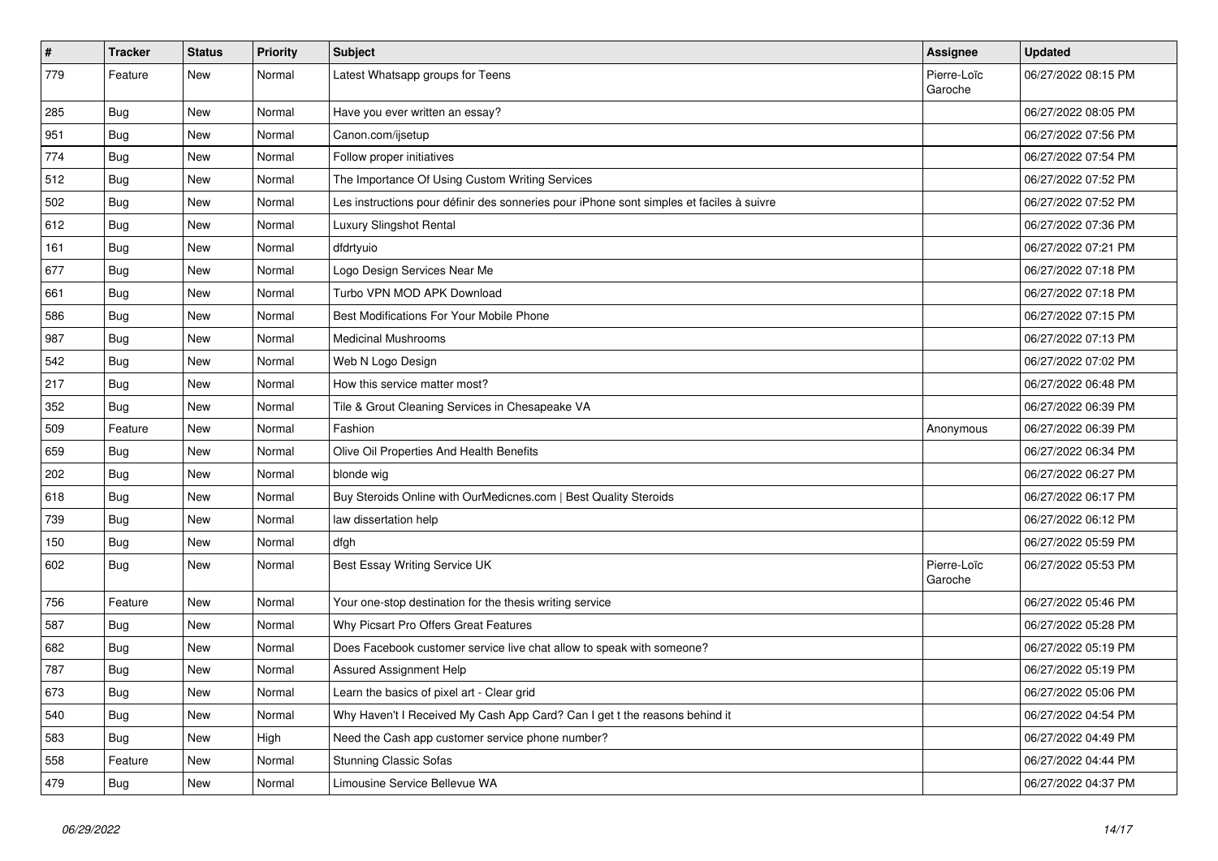| # | Tracker | Status | Priority | Subject | Assignee | Updated |
|---|---|---|---|---|---|---|
| 779 | Feature | New | Normal | Latest Whatsapp groups for Teens | Pierre-Loïc Garoche | 06/27/2022 08:15 PM |
| 285 | Bug | New | Normal | Have you ever written an essay? | | 06/27/2022 08:05 PM |
| 951 | Bug | New | Normal | Canon.com/ijsetup | | 06/27/2022 07:56 PM |
| 774 | Bug | New | Normal | Follow proper initiatives | | 06/27/2022 07:54 PM |
| 512 | Bug | New | Normal | The Importance Of Using Custom Writing Services | | 06/27/2022 07:52 PM |
| 502 | Bug | New | Normal | Les instructions pour définir des sonneries pour iPhone sont simples et faciles à suivre | | 06/27/2022 07:52 PM |
| 612 | Bug | New | Normal | Luxury Slingshot Rental | | 06/27/2022 07:36 PM |
| 161 | Bug | New | Normal | dfdrtyuio | | 06/27/2022 07:21 PM |
| 677 | Bug | New | Normal | Logo Design Services Near Me | | 06/27/2022 07:18 PM |
| 661 | Bug | New | Normal | Turbo VPN MOD APK Download | | 06/27/2022 07:18 PM |
| 586 | Bug | New | Normal | Best Modifications For Your Mobile Phone | | 06/27/2022 07:15 PM |
| 987 | Bug | New | Normal | Medicinal Mushrooms | | 06/27/2022 07:13 PM |
| 542 | Bug | New | Normal | Web N Logo Design | | 06/27/2022 07:02 PM |
| 217 | Bug | New | Normal | How this service matter most? | | 06/27/2022 06:48 PM |
| 352 | Bug | New | Normal | Tile & Grout Cleaning Services in Chesapeake VA | | 06/27/2022 06:39 PM |
| 509 | Feature | New | Normal | Fashion | Anonymous | 06/27/2022 06:39 PM |
| 659 | Bug | New | Normal | Olive Oil Properties And Health Benefits | | 06/27/2022 06:34 PM |
| 202 | Bug | New | Normal | blonde wig | | 06/27/2022 06:27 PM |
| 618 | Bug | New | Normal | Buy Steroids Online with OurMedicnes.com \| Best Quality Steroids | | 06/27/2022 06:17 PM |
| 739 | Bug | New | Normal | law dissertation help | | 06/27/2022 06:12 PM |
| 150 | Bug | New | Normal | dfgh | | 06/27/2022 05:59 PM |
| 602 | Bug | New | Normal | Best Essay Writing Service UK | Pierre-Loïc Garoche | 06/27/2022 05:53 PM |
| 756 | Feature | New | Normal | Your one-stop destination for the thesis writing service | | 06/27/2022 05:46 PM |
| 587 | Bug | New | Normal | Why Picsart Pro Offers Great Features | | 06/27/2022 05:28 PM |
| 682 | Bug | New | Normal | Does Facebook customer service live chat allow to speak with someone? | | 06/27/2022 05:19 PM |
| 787 | Bug | New | Normal | Assured Assignment Help | | 06/27/2022 05:19 PM |
| 673 | Bug | New | Normal | Learn the basics of pixel art - Clear grid | | 06/27/2022 05:06 PM |
| 540 | Bug | New | Normal | Why Haven't I Received My Cash App Card? Can I get t the reasons behind it | | 06/27/2022 04:54 PM |
| 583 | Bug | New | High | Need the Cash app customer service phone number? | | 06/27/2022 04:49 PM |
| 558 | Feature | New | Normal | Stunning Classic Sofas | | 06/27/2022 04:44 PM |
| 479 | Bug | New | Normal | Limousine Service Bellevue WA | | 06/27/2022 04:37 PM |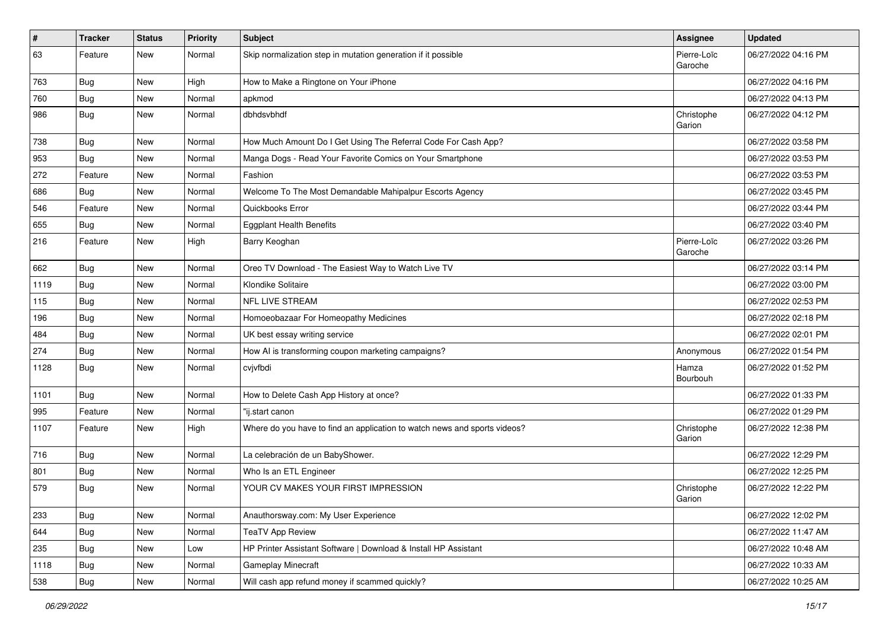| # | Tracker | Status | Priority | Subject | Assignee | Updated |
|---|---|---|---|---|---|---|
| 63 | Feature | New | Normal | Skip normalization step in mutation generation if it possible | Pierre-Loïc Garoche | 06/27/2022 04:16 PM |
| 763 | Bug | New | High | How to Make a Ringtone on Your iPhone | | 06/27/2022 04:16 PM |
| 760 | Bug | New | Normal | apkmod | | 06/27/2022 04:13 PM |
| 986 | Bug | New | Normal | dbhdsvbhdf | Christophe Garion | 06/27/2022 04:12 PM |
| 738 | Bug | New | Normal | How Much Amount Do I Get Using The Referral Code For Cash App? | | 06/27/2022 03:58 PM |
| 953 | Bug | New | Normal | Manga Dogs - Read Your Favorite Comics on Your Smartphone | | 06/27/2022 03:53 PM |
| 272 | Feature | New | Normal | Fashion | | 06/27/2022 03:53 PM |
| 686 | Bug | New | Normal | Welcome To The Most Demandable Mahipalpur Escorts Agency | | 06/27/2022 03:45 PM |
| 546 | Feature | New | Normal | Quickbooks Error | | 06/27/2022 03:44 PM |
| 655 | Bug | New | Normal | Eggplant Health Benefits | | 06/27/2022 03:40 PM |
| 216 | Feature | New | High | Barry Keoghan | Pierre-Loïc Garoche | 06/27/2022 03:26 PM |
| 662 | Bug | New | Normal | Oreo TV Download - The Easiest Way to Watch Live TV | | 06/27/2022 03:14 PM |
| 1119 | Bug | New | Normal | Klondike Solitaire | | 06/27/2022 03:00 PM |
| 115 | Bug | New | Normal | NFL LIVE STREAM | | 06/27/2022 02:53 PM |
| 196 | Bug | New | Normal | Homoeobazaar For Homeopathy Medicines | | 06/27/2022 02:18 PM |
| 484 | Bug | New | Normal | UK best essay writing service | | 06/27/2022 02:01 PM |
| 274 | Bug | New | Normal | How AI is transforming coupon marketing campaigns? | Anonymous | 06/27/2022 01:54 PM |
| 1128 | Bug | New | Normal | cvjvfbdi | Hamza Bourbouh | 06/27/2022 01:52 PM |
| 1101 | Bug | New | Normal | How to Delete Cash App History at once? | | 06/27/2022 01:33 PM |
| 995 | Feature | New | Normal | "ij.start canon | | 06/27/2022 01:29 PM |
| 1107 | Feature | New | High | Where do you have to find an application to watch news and sports videos? | Christophe Garion | 06/27/2022 12:38 PM |
| 716 | Bug | New | Normal | La celebración de un BabyShower. | | 06/27/2022 12:29 PM |
| 801 | Bug | New | Normal | Who Is an ETL Engineer | | 06/27/2022 12:25 PM |
| 579 | Bug | New | Normal | YOUR CV MAKES YOUR FIRST IMPRESSION | Christophe Garion | 06/27/2022 12:22 PM |
| 233 | Bug | New | Normal | Anauthorsway.com: My User Experience | | 06/27/2022 12:02 PM |
| 644 | Bug | New | Normal | TeaTV App Review | | 06/27/2022 11:47 AM |
| 235 | Bug | New | Low | HP Printer Assistant Software \| Download & Install HP Assistant | | 06/27/2022 10:48 AM |
| 1118 | Bug | New | Normal | Gameplay Minecraft | | 06/27/2022 10:33 AM |
| 538 | Bug | New | Normal | Will cash app refund money if scammed quickly? | | 06/27/2022 10:25 AM |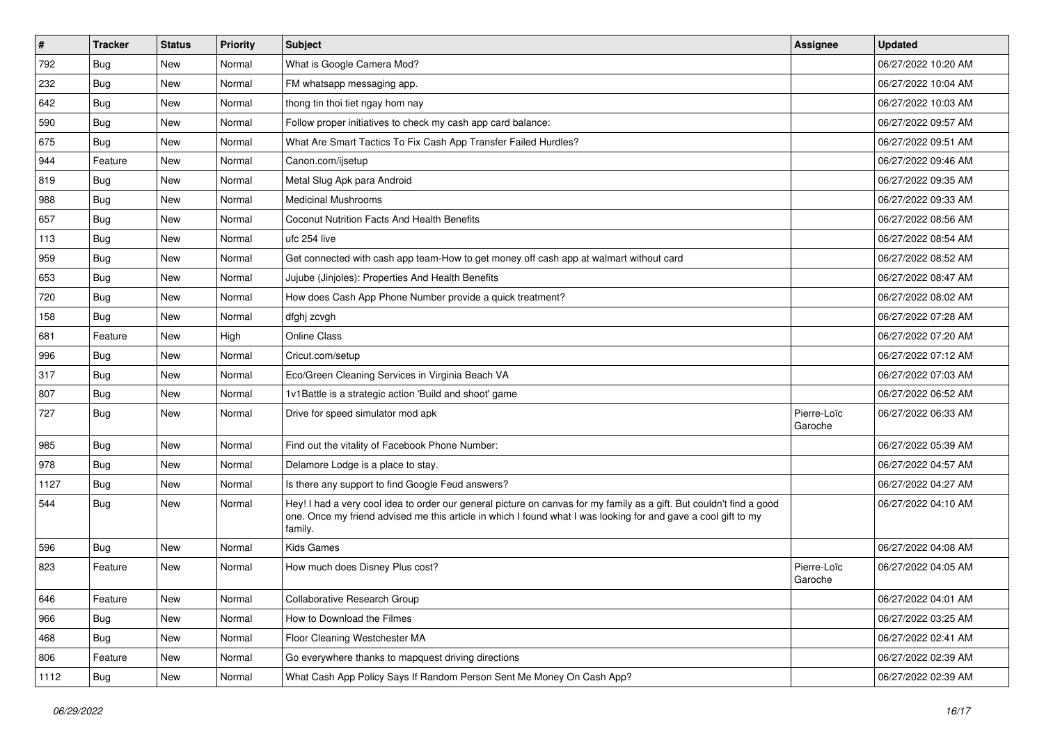| # | Tracker | Status | Priority | Subject | Assignee | Updated |
|---|---|---|---|---|---|---|
| 792 | Bug | New | Normal | What is Google Camera Mod? | | 06/27/2022 10:20 AM |
| 232 | Bug | New | Normal | FM whatsapp messaging app. | | 06/27/2022 10:04 AM |
| 642 | Bug | New | Normal | thong tin thoi tiet ngay hom nay | | 06/27/2022 10:03 AM |
| 590 | Bug | New | Normal | Follow proper initiatives to check my cash app card balance: | | 06/27/2022 09:57 AM |
| 675 | Bug | New | Normal | What Are Smart Tactics To Fix Cash App Transfer Failed Hurdles? | | 06/27/2022 09:51 AM |
| 944 | Feature | New | Normal | Canon.com/ijsetup | | 06/27/2022 09:46 AM |
| 819 | Bug | New | Normal | Metal Slug Apk para Android | | 06/27/2022 09:35 AM |
| 988 | Bug | New | Normal | Medicinal Mushrooms | | 06/27/2022 09:33 AM |
| 657 | Bug | New | Normal | Coconut Nutrition Facts And Health Benefits | | 06/27/2022 08:56 AM |
| 113 | Bug | New | Normal | ufc 254 live | | 06/27/2022 08:54 AM |
| 959 | Bug | New | Normal | Get connected with cash app team-How to get money off cash app at walmart without card | | 06/27/2022 08:52 AM |
| 653 | Bug | New | Normal | Jujube (Jinjoles): Properties And Health Benefits | | 06/27/2022 08:47 AM |
| 720 | Bug | New | Normal | How does Cash App Phone Number provide a quick treatment? | | 06/27/2022 08:02 AM |
| 158 | Bug | New | Normal | dfghj zcvgh | | 06/27/2022 07:28 AM |
| 681 | Feature | New | High | Online Class | | 06/27/2022 07:20 AM |
| 996 | Bug | New | Normal | Cricut.com/setup | | 06/27/2022 07:12 AM |
| 317 | Bug | New | Normal | Eco/Green Cleaning Services in Virginia Beach VA | | 06/27/2022 07:03 AM |
| 807 | Bug | New | Normal | 1v1Battle is a strategic action 'Build and shoot' game | | 06/27/2022 06:52 AM |
| 727 | Bug | New | Normal | Drive for speed simulator mod apk | Pierre-Loïc Garoche | 06/27/2022 06:33 AM |
| 985 | Bug | New | Normal | Find out the vitality of Facebook Phone Number: | | 06/27/2022 05:39 AM |
| 978 | Bug | New | Normal | Delamore Lodge is a place to stay. | | 06/27/2022 04:57 AM |
| 1127 | Bug | New | Normal | Is there any support to find Google Feud answers? | | 06/27/2022 04:27 AM |
| 544 | Bug | New | Normal | Hey! I had a very cool idea to order our general picture on canvas for my family as a gift. But couldn't find a good one. Once my friend advised me this article in which I found what I was looking for and gave a cool gift to my family. | | 06/27/2022 04:10 AM |
| 596 | Bug | New | Normal | Kids Games | | 06/27/2022 04:08 AM |
| 823 | Feature | New | Normal | How much does Disney Plus cost? | Pierre-Loïc Garoche | 06/27/2022 04:05 AM |
| 646 | Feature | New | Normal | Collaborative Research Group | | 06/27/2022 04:01 AM |
| 966 | Bug | New | Normal | How to Download the Filmes | | 06/27/2022 03:25 AM |
| 468 | Bug | New | Normal | Floor Cleaning Westchester MA | | 06/27/2022 02:41 AM |
| 806 | Feature | New | Normal | Go everywhere thanks to mapquest driving directions | | 06/27/2022 02:39 AM |
| 1112 | Bug | New | Normal | What Cash App Policy Says If Random Person Sent Me Money On Cash App? | | 06/27/2022 02:39 AM |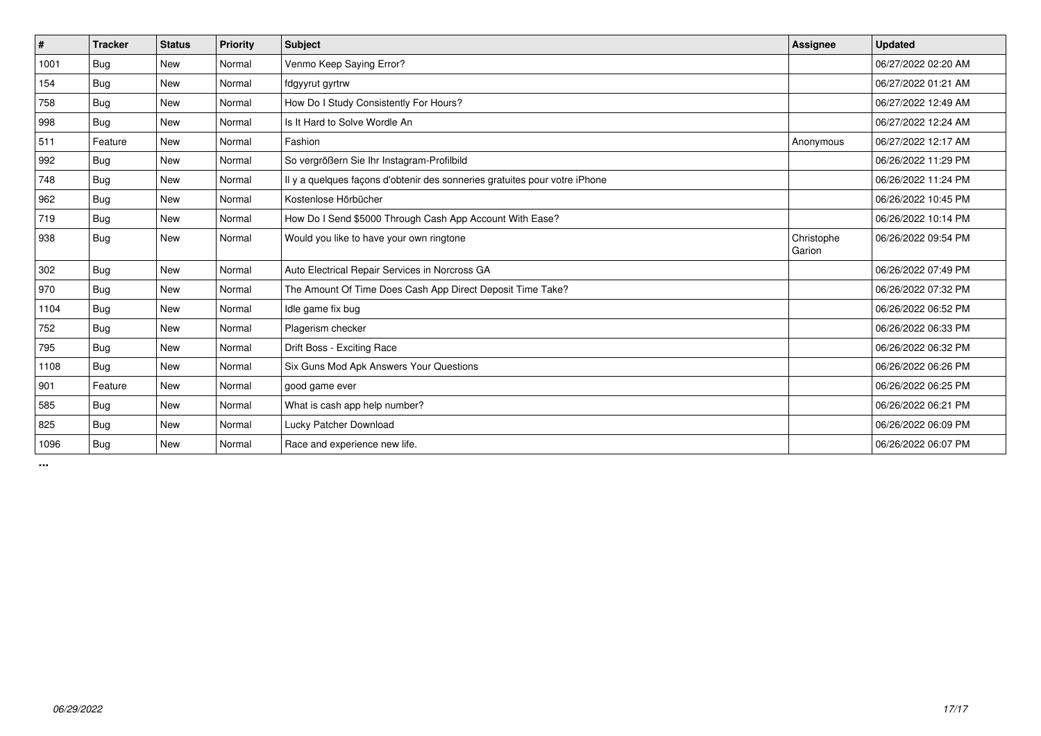| # | Tracker | Status | Priority | Subject | Assignee | Updated |
|---|---|---|---|---|---|---|
| 1001 | Bug | New | Normal | Venmo Keep Saying Error? | | 06/27/2022 02:20 AM |
| 154 | Bug | New | Normal | fdgyyrut gyrtrw | | 06/27/2022 01:21 AM |
| 758 | Bug | New | Normal | How Do I Study Consistently For Hours? | | 06/27/2022 12:49 AM |
| 998 | Bug | New | Normal | Is It Hard to Solve Wordle An | | 06/27/2022 12:24 AM |
| 511 | Feature | New | Normal | Fashion | Anonymous | 06/27/2022 12:17 AM |
| 992 | Bug | New | Normal | So vergrößern Sie Ihr Instagram-Profilbild | | 06/26/2022 11:29 PM |
| 748 | Bug | New | Normal | Il y a quelques façons d'obtenir des sonneries gratuites pour votre iPhone | | 06/26/2022 11:24 PM |
| 962 | Bug | New | Normal | Kostenlose Hörbücher | | 06/26/2022 10:45 PM |
| 719 | Bug | New | Normal | How Do I Send $5000 Through Cash App Account With Ease? | | 06/26/2022 10:14 PM |
| 938 | Bug | New | Normal | Would you like to have your own ringtone | Christophe Garion | 06/26/2022 09:54 PM |
| 302 | Bug | New | Normal | Auto Electrical Repair Services in Norcross GA | | 06/26/2022 07:49 PM |
| 970 | Bug | New | Normal | The Amount Of Time Does Cash App Direct Deposit Time Take? | | 06/26/2022 07:32 PM |
| 1104 | Bug | New | Normal | Idle game fix bug | | 06/26/2022 06:52 PM |
| 752 | Bug | New | Normal | Plagerism checker | | 06/26/2022 06:33 PM |
| 795 | Bug | New | Normal | Drift Boss - Exciting Race | | 06/26/2022 06:32 PM |
| 1108 | Bug | New | Normal | Six Guns Mod Apk Answers Your Questions | | 06/26/2022 06:26 PM |
| 901 | Feature | New | Normal | good game ever | | 06/26/2022 06:25 PM |
| 585 | Bug | New | Normal | What is cash app help number? | | 06/26/2022 06:21 PM |
| 825 | Bug | New | Normal | Lucky Patcher Download | | 06/26/2022 06:09 PM |
| 1096 | Bug | New | Normal | Race and experience new life. | | 06/26/2022 06:07 PM |

...